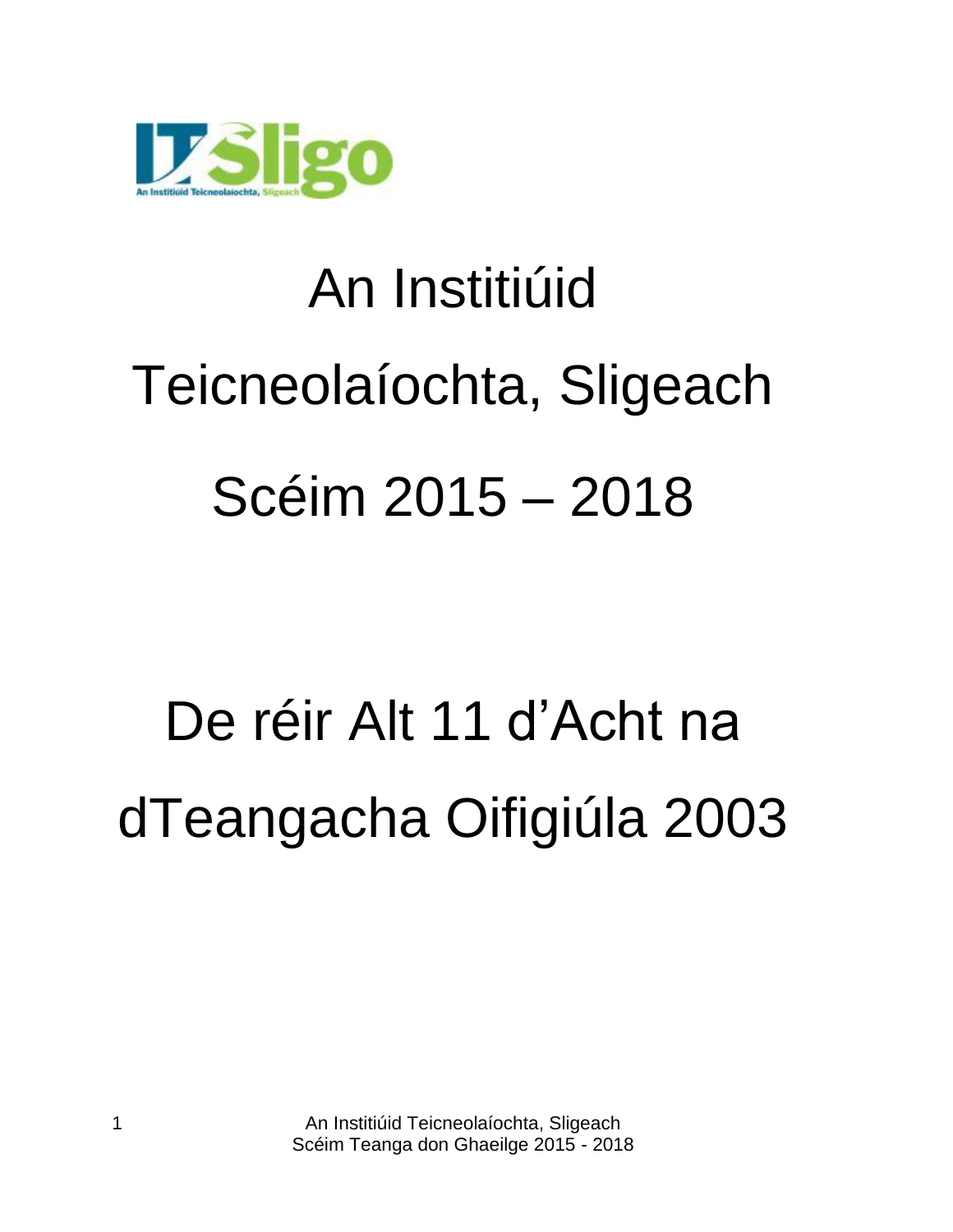# An Institiúid Teicneolaíochta, Sligeach

# Scéim 2015 – 2018

# De réir Alt 11 d'Acht na dTeangacha Oifigiúla 2003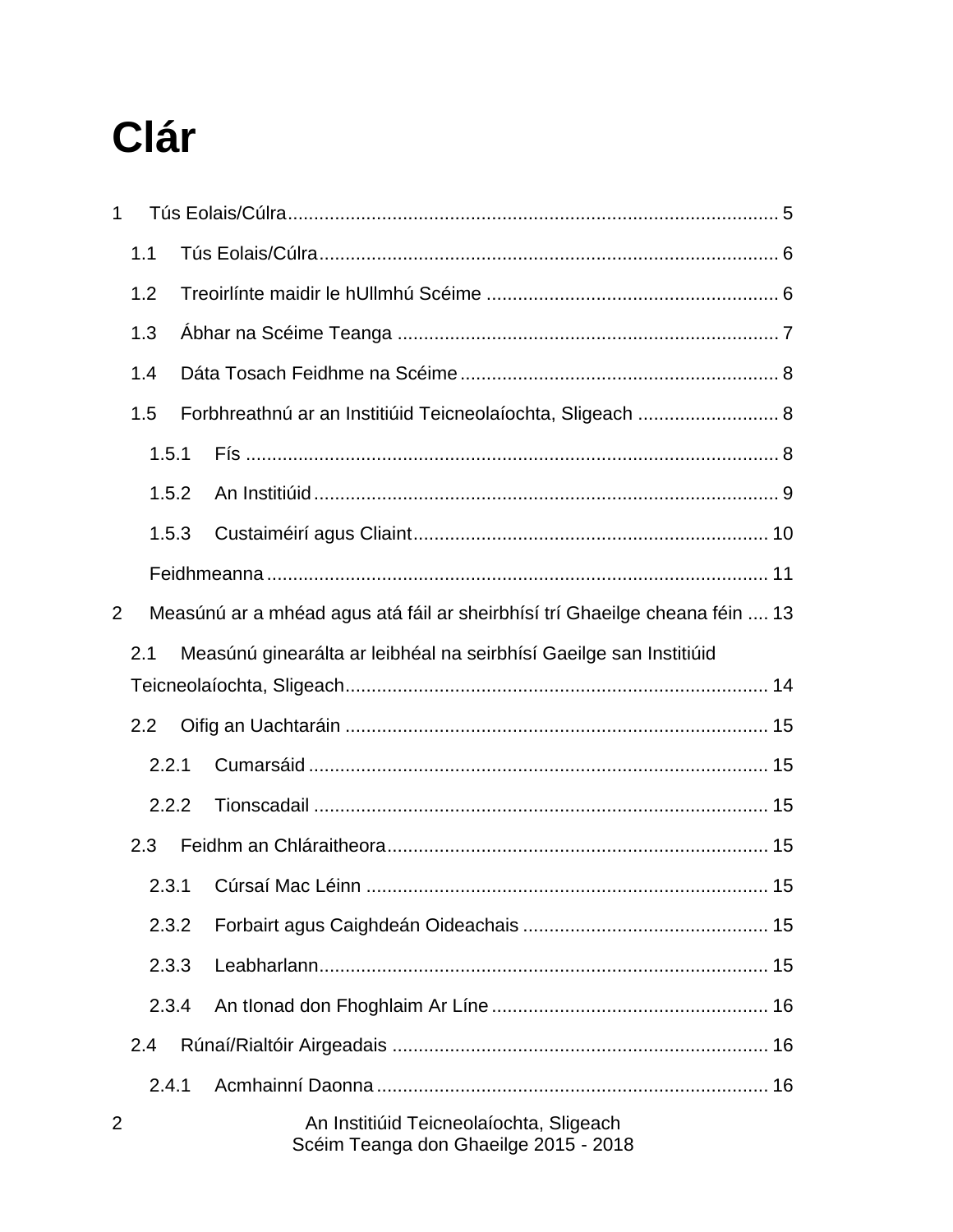# Clár

1 Tús Eolais/Cúlra ... 5

1.1 Tús Eolais/Cúlra ... 6

1.2 Treoirlínte maidir le hUllmhú Scéime ... 6

1.3 Ábhar na Scéime Teanga ... 7

1.4 Dáta Tosach Feidhme na Scéime ... 8

1.5 Forbhreathnú ar an Institiúid Teicneolaíochta, Sligeach ... 8

1.5.1 Fís ... 8

1.5.2 An Institiúid ... 9

1.5.3 Custaiméirí agus Cliaint ... 10

Feidhmeanna ... 11

2 Measúnú ar a mhéad agus atá fáil ar sheirbhísí trí Ghaeilge cheana féin ... 13

2.1 Measúnú ginearálta ar leibhéal na seirbhísí Gaeilge san Institiúid Teicneolaíochta, Sligeach ... 14

2.2 Oifig an Uachtaráin ... 15

2.2.1 Cumarsáid ... 15

2.2.2 Tionscadail ... 15

2.3 Feidhm an Chláraitheora ... 15

2.3.1 Cúrsaí Mac Léinn ... 15

2.3.2 Forbairt agus Caighdeán Oideachais ... 15

2.3.3 Leabharlann ... 15

2.3.4 An tIonad don Fhoghlaim Ar Líne ... 16

2.4 Rúnaí/Rialtóir Airgeadais ... 16

2.4.1 Acmhainní Daonna ... 16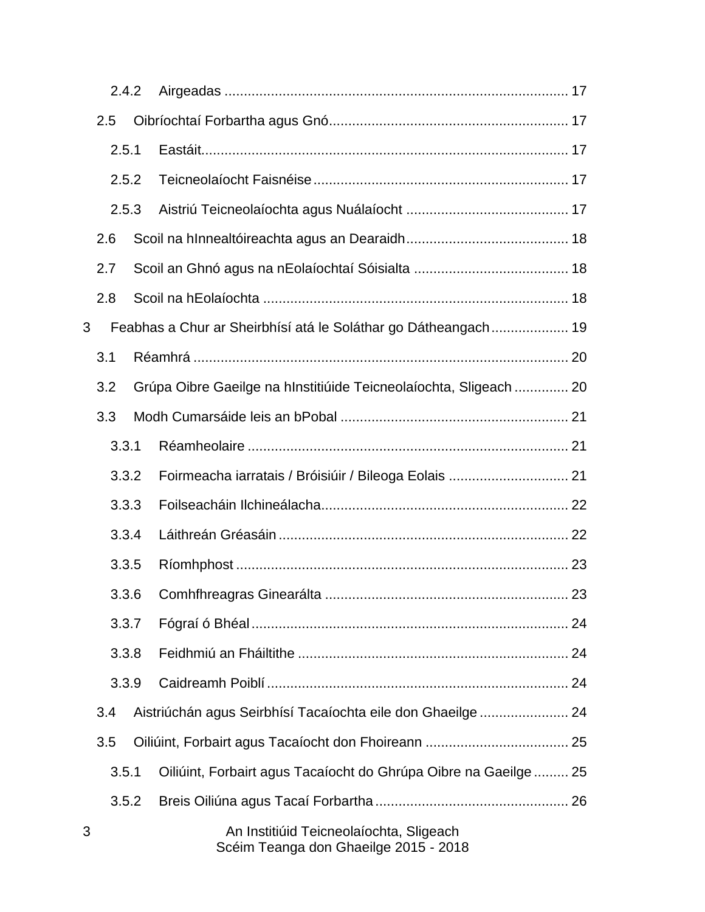2.4.2 Airgeadas ........................................................................................ 17

2.5 Oibríochtaí Forbartha agus Gnó............................................................. 17

2.5.1 Eastáit.............................................................................................. 17

2.5.2 Teicneolaíocht Faisnéise................................................................. 17

2.5.3 Aistriú Teicneolaíochta agus Nuálaíocht .......................................... 17

2.6 Scoil na hInnealtóireachta agus an Dearaidh.......................................... 18

2.7 Scoil an Ghnó agus na nEolaíochtaí Sóisialta ........................................ 18

2.8 Scoil na hEolaíochta ............................................................................... 18

3 Feabhas a Chur ar Sheirbhísí atá le Soláthar go Dátheangach.................... 19

3.1 Réamhrá ................................................................................................. 20

3.2 Grúpa Oibre Gaeilge na hInstitiúide Teicneolaíochta, Sligeach .............. 20

3.3 Modh Cumarsáide leis an bPobal ........................................................... 21

3.3.1 Réamheolaire .................................................................................. 21

3.3.2 Foirmeacha iarratais / Bróisiúir / Bileoga Eolais ............................... 21

3.3.3 Foilseacháin Ilchineálacha............................................................... 22

3.3.4 Láithreán Gréasáin .......................................................................... 22

3.3.5 Ríomhphost ..................................................................................... 23

3.3.6 Comhfhreagras Ginearálta .............................................................. 23

3.3.7 Fógraí ó Bhéal ................................................................................. 24

3.3.8 Feidhmiú an Fháiltithe ..................................................................... 24

3.3.9 Caidreamh Poiblí ............................................................................. 24

3.4 Aistriúchán agus Seirbhísí Tacaíochta eile don Ghaeilge ....................... 24

3.5 Oiliúint, Forbairt agus Tacaíocht don Fhoireann ..................................... 25

3.5.1 Oiliúint, Forbairt agus Tacaíocht do Ghrúpa Oibre na Gaeilge ......... 25

3.5.2 Breis Oiliúna agus Tacaí Forbartha ................................................. 26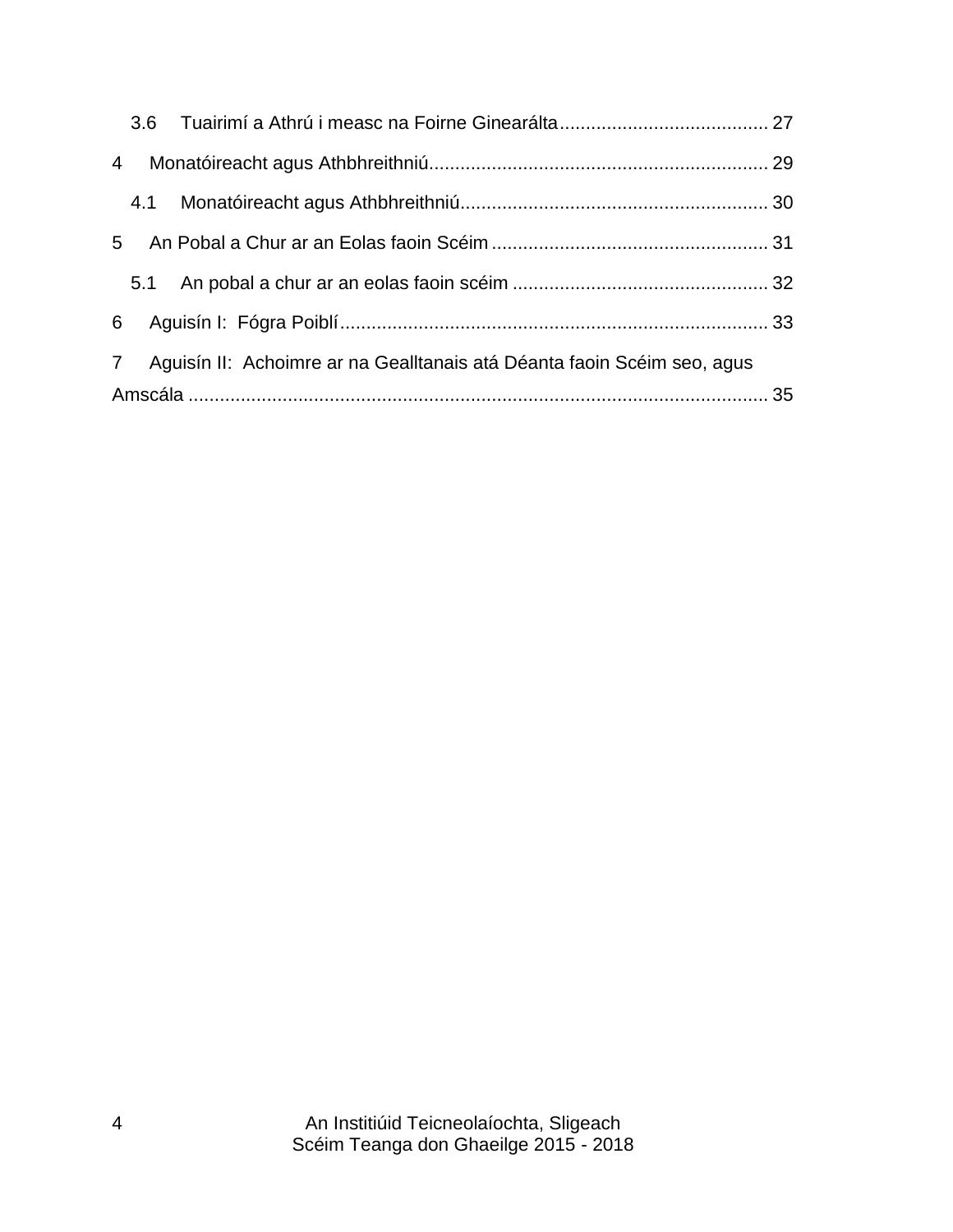3.6 Tuairimí a Athrú i measc na Foirne Ginearálta ........................................ 27

4 Monatóireacht agus Athbhreithniú ................................................................. 29

4.1 Monatóireacht agus Athbhreithniú ........................................................... 30

5 An Pobal a Chur ar an Eolas faoin Scéim ..................................................... 31

5.1 An pobal a chur ar an eolas faoin scéim ................................................. 32

6 Aguisín I: Fógra Poiblí .................................................................................. 33

7 Aguisín II: Achoimre ar na Gealltanais atá Déanta faoin Scéim seo, agus Amscála ................................................................................................................ 35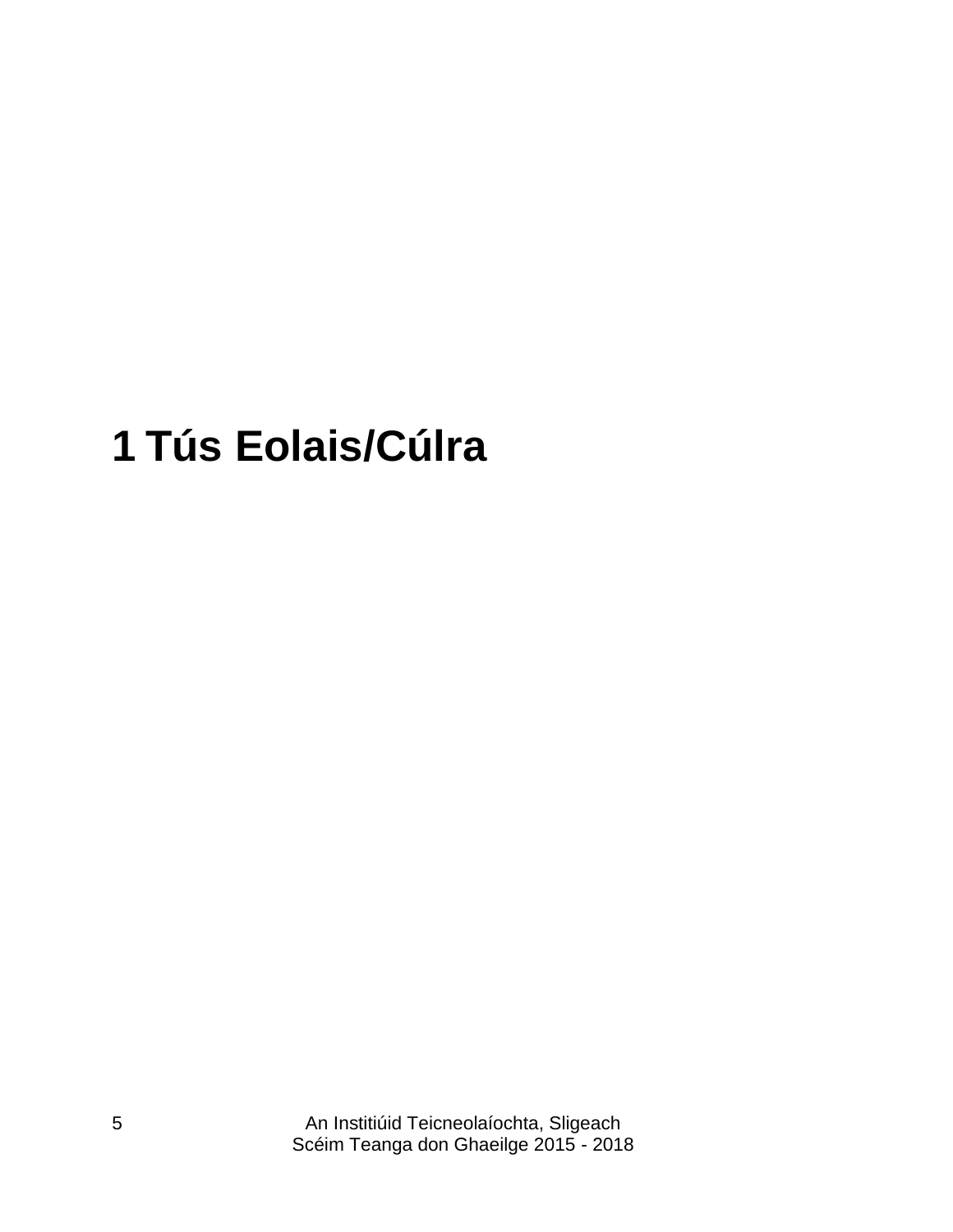# 1 Tús Eolais/Cúlra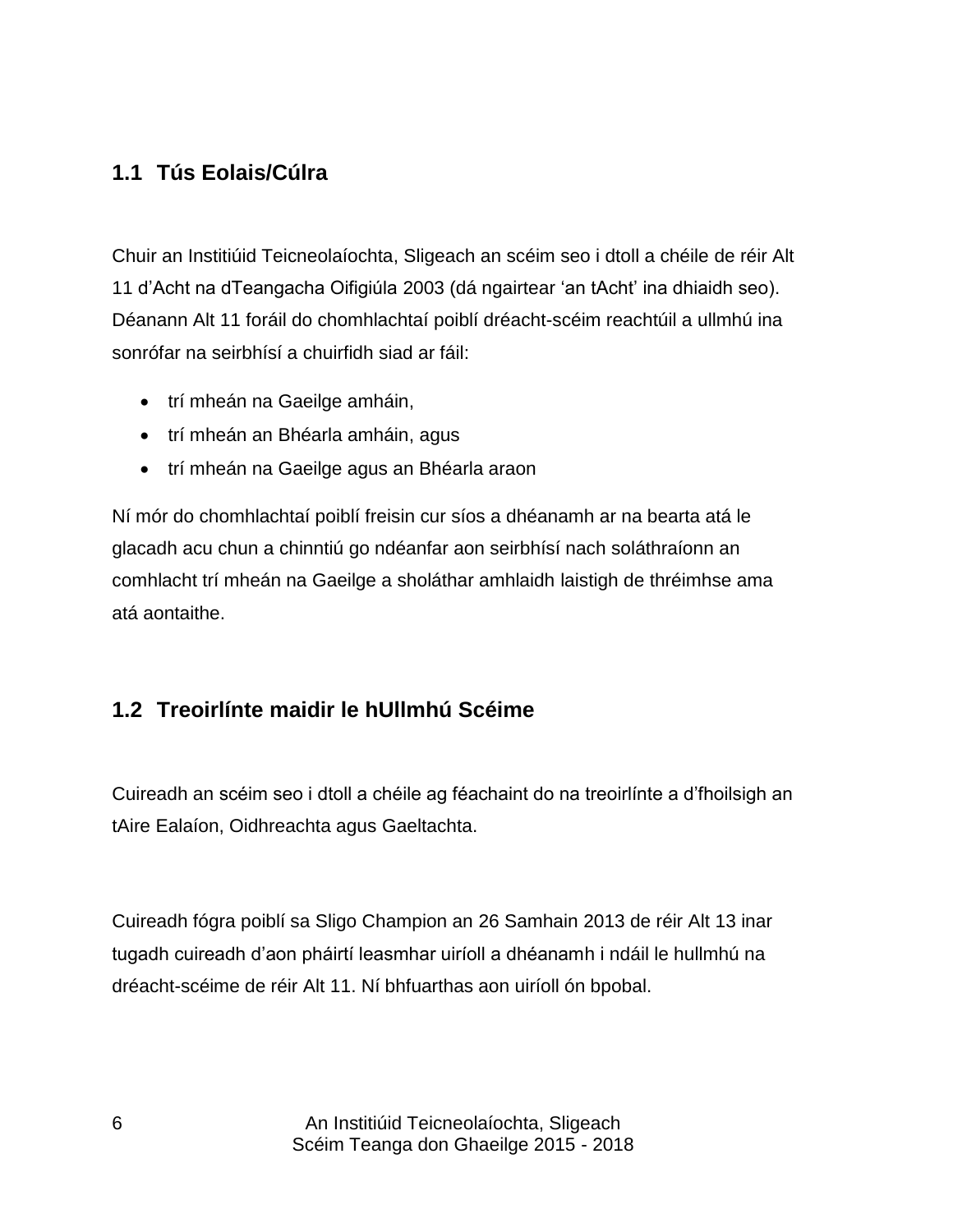## 1.1 Tús Eolais/Cúlra

Chuir an Institiúid Teicneolaíochta, Sligeach an scéim seo i dtoll a chéile de réir Alt 11 d'Acht na dTeangacha Oifigiúla 2003 (dá ngairtear 'an tAcht' ina dhiaidh seo). Déanann Alt 11 foráil do chomhlachtaí poiblí dréacht-scéim reachtúil a ullmhú ina sonrófar na seirbhísí a chuirfidh siad ar fáil:

- trí mheán na Gaeilge amháin,
- trí mheán an Bhéarla amháin, agus
- trí mheán na Gaeilge agus an Bhéarla araon

Ní mór do chomhlachtaí poiblí freisin cur síos a dhéanamh ar na bearta atá le glacadh acu chun a chinntiú go ndéanfar aon seirbhísí nach soláthraíonn an comhlacht trí mheán na Gaeilge a sholáthar amhlaidh laistigh de thréimhse ama atá aontaithe.

## 1.2 Treoirlínte maidir le hUllmhú Scéime

Cuireadh an scéim seo i dtoll a chéile ag féachaint do na treoirlínte a d'fhoilsigh an tAire Ealaíon, Oidhreachta agus Gaeltachta.

Cuireadh fógra poiblí sa Sligo Champion an 26 Samhain 2013 de réir Alt 13 inar tugadh cuireadh d'aon pháirtí leasmhar uiríoll a dhéanamh i ndáil le hullmhú na dréacht-scéime de réir Alt 11. Ní bhfuarthas aon uiríoll ón bpobal.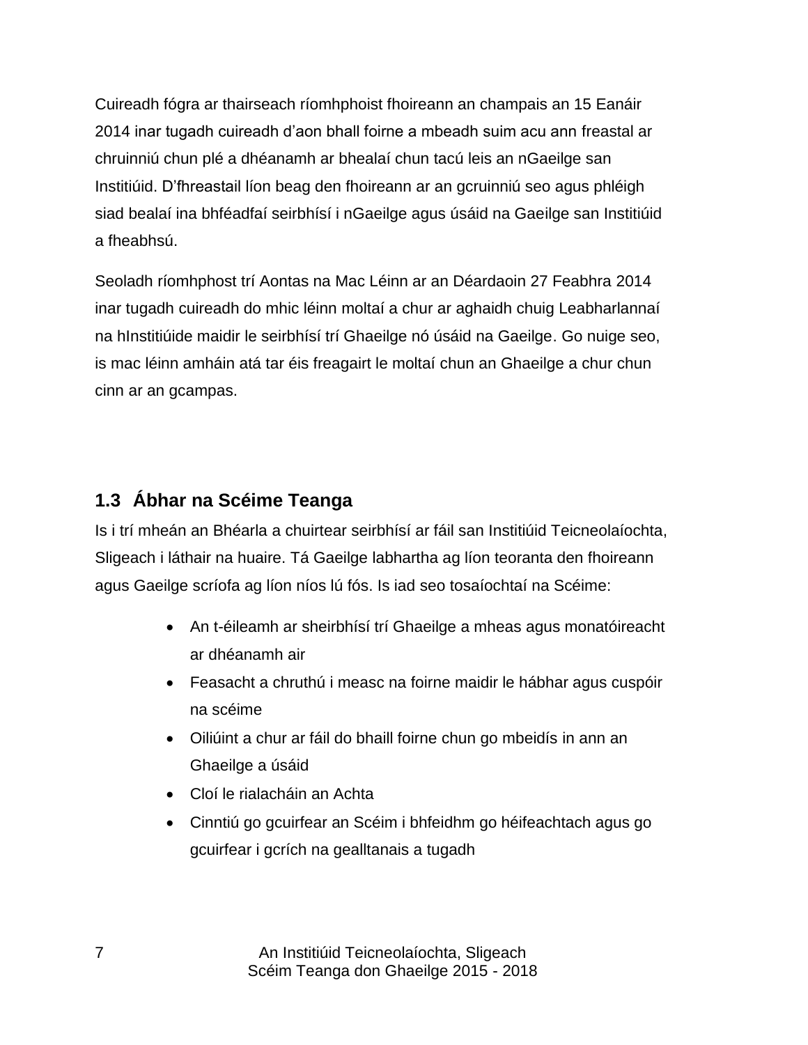Cuireadh fógra ar thairseach ríomhphoist fhoireann an champais an 15 Eanáir 2014 inar tugadh cuireadh d'aon bhall foirne a mbeadh suim acu ann freastal ar chruinniú chun plé a dhéanamh ar bhealaí chun tacú leis an nGaeilge san Institiúid. D'fhreastail líon beag den fhoireann ar an gcruinniú seo agus phléigh siad bealaí ina bhféadfaí seirbhísí i nGaeilge agus úsáid na Gaeilge san Institiúid a fheabhsú.

Seoladh ríomhphost trí Aontas na Mac Léinn ar an Déardaoin 27 Feabhra 2014 inar tugadh cuireadh do mhic léinn moltaí a chur ar aghaidh chuig Leabharlannaí na hInstitiúide maidir le seirbhísí trí Ghaeilge nó úsáid na Gaeilge. Go nuige seo, is mac léinn amháin atá tar éis freagairt le moltaí chun an Ghaeilge a chur chun cinn ar an gcampas.

## 1.3 Ábhar na Scéime Teanga

Is i trí mheán an Bhéarla a chuirtear seirbhísí ar fáil san Institiúid Teicneolaíochta, Sligeach i láthair na huaire. Tá Gaeilge labhartha ag líon teoranta den fhoireann agus Gaeilge scríofa ag líon níos lú fós. Is iad seo tosaíochtaí na Scéime:

- An t-éileamh ar sheirbhísí trí Ghaeilge a mheas agus monatóireacht ar dhéanamh air
- Feasacht a chruthú i measc na foirne maidir le hábhar agus cuspóir na scéime
- Oiliúint a chur ar fáil do bhaill foirne chun go mbeidís in ann an Ghaeilge a úsáid
- Cloí le rialacháin an Achta
- Cinntiú go gcuirfear an Scéim i bhfeidhm go héifeachtach agus go gcuirfear i gcrích na gealltanais a tugadh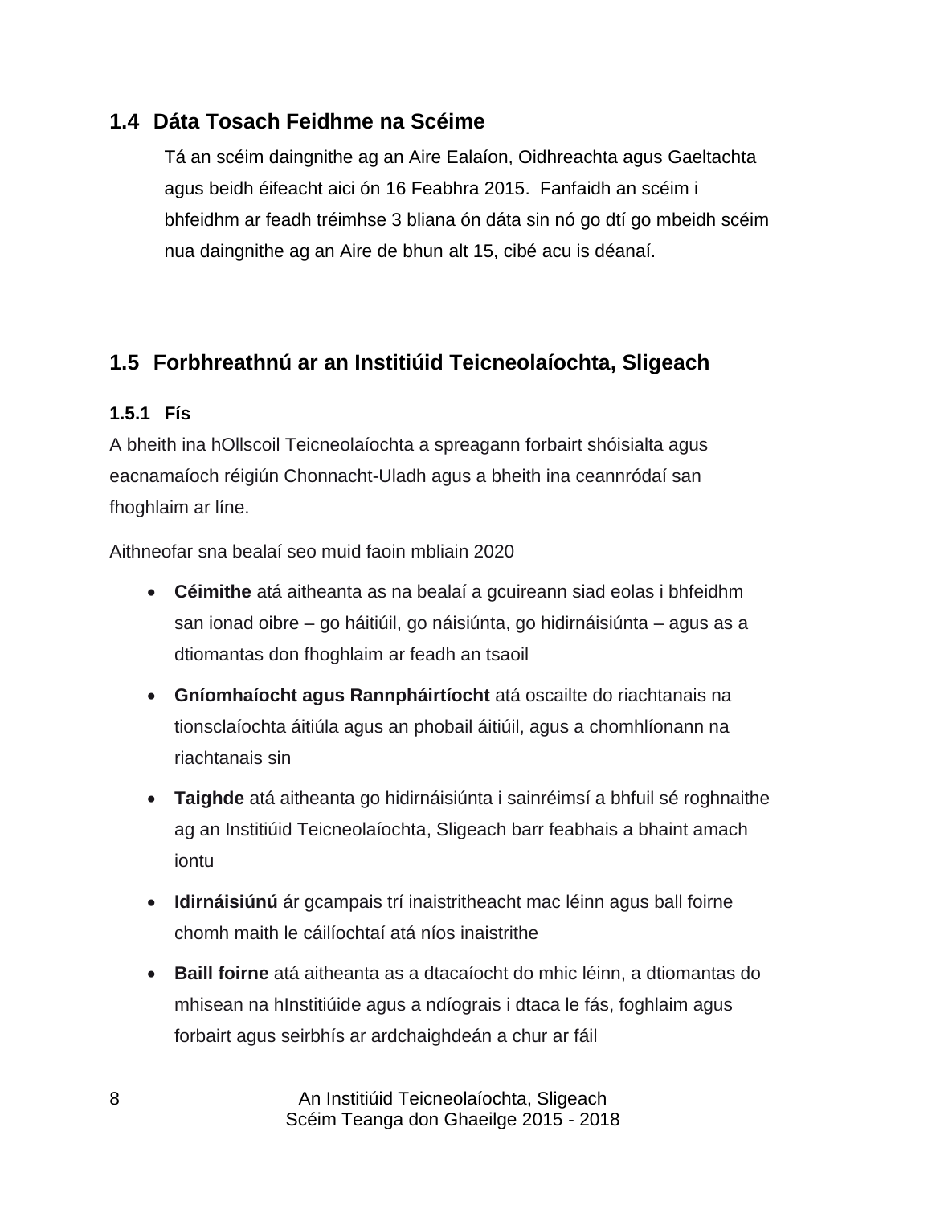## 1.4 Dáta Tosach Feidhme na Scéime

Tá an scéim daingnithe ag an Aire Ealaíon, Oidhreachta agus Gaeltachta agus beidh éifeacht aici ón 16 Feabhra 2015. Fanfaidh an scéim i bhfeidhm ar feadh tréimhse 3 bliana ón dáta sin nó go dtí go mbeidh scéim nua daingnithe ag an Aire de bhun alt 15, cibé acu is déanaí.

## 1.5 Forbhreathnú ar an Institiúid Teicneolaíochta, Sligeach

### 1.5.1 Fís

A bheith ina hOllscoil Teicneolaíochta a spreagann forbairt shóisialta agus eacnamaíoch réigiún Chonnacht-Uladh agus a bheith ina ceannródaí san fhoghlaim ar líne.

Aithneofar sna bealaí seo muid faoin mbliain 2020

- **Céimithe** atá aitheanta as na bealaí a gcuireann siad eolas i bhfeidhm san ionad oibre – go háitiúil, go náisiúnta, go hidirnáisiúnta – agus as a dtiomantas don fhoghlaim ar feadh an tsaoil
- **Gníomhaíocht agus Rannpháirtíocht** atá oscailte do riachtanais na tionsclaíochta áitiúla agus an phobail áitiúil, agus a chomhlíonann na riachtanais sin
- **Taighde** atá aitheanta go hidirnáisiúnta i sainréimsí a bhfuil sé roghnaithe ag an Institiúid Teicneolaíochta, Sligeach barr feabhais a bhaint amach iontu
- **Idirnáisiúnú** ár gcampais trí inaistritheacht mac léinn agus ball foirne chomh maith le cáilíochtaí atá níos inaistrithe
- **Baill foirne** atá aitheanta as a dtacaíocht do mhic léinn, a dtiomantas do mhisean na hInstitiúide agus a ndíograis i dtaca le fás, foghlaim agus forbairt agus seirbhís ar ardchaighdeán a chur ar fáil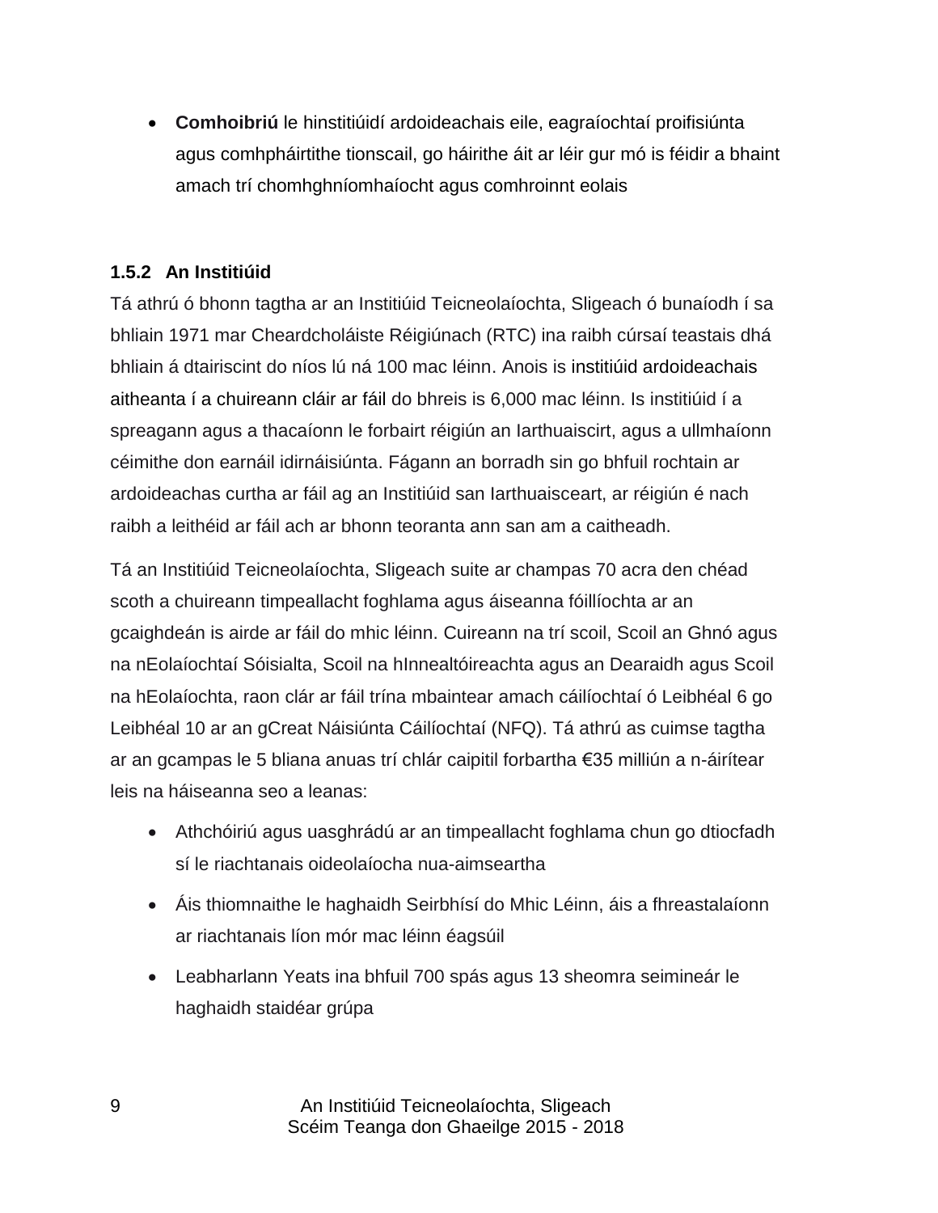- **Comhoibriú** le hinstitiúidí ardoideachais eile, eagraíochtaí proifisiúnta agus comhpháirtithe tionscail, go háirithe áit ar léir gur mó is féidir a bhaint amach trí chomhghníomhaíocht agus comhroinnt eolais

### 1.5.2 An Institiúid

Tá athrú ó bhonn tagtha ar an Institiúid Teicneolaíochta, Sligeach ó bunaíodh í sa bhliain 1971 mar Cheardcholáiste Réigiúnach (RTC) ina raibh cúrsaí teastais dhá bhliain á dtairiscint do níos lú ná 100 mac léinn. Anois is institiúid ardoideachais aitheanta í a chuireann cláir ar fáil do bhreis is 6,000 mac léinn. Is institiúid í a spreagann agus a thacaíonn le forbairt réigiún an Iarthuaiscirt, agus a ullmhaíonn céimithe don earnáil idirnáisiúnta. Fágann an borradh sin go bhfuil rochtain ar ardoideachas curtha ar fáil ag an Institiúid san Iarthuaisceart, ar réigiún é nach raibh a leithéid ar fáil ach ar bhonn teoranta ann san am a caitheadh.

Tá an Institiúid Teicneolaíochta, Sligeach suite ar champas 70 acra den chéad scoth a chuireann timpeallacht foghlama agus áiseanna fóillíochta ar an gcaighdeán is airde ar fáil do mhic léinn. Cuireann na trí scoil, Scoil an Ghnó agus na nEolaíochtaí Sóisialta, Scoil na hInnealtóireachta agus an Dearaidh agus Scoil na hEolaíochta, raon clár ar fáil trína mbaintear amach cáilíochtaí ó Leibhéal 6 go Leibhéal 10 ar an gCreat Náisiúnta Cáilíochtaí (NFQ). Tá athrú as cuimse tagtha ar an gcampas le 5 bliana anuas trí chlár caipitil forbartha €35 milliún a n-áirítear leis na háiseanna seo a leanas:

- Athchóiriú agus uasghrádú ar an timpeallacht foghlama chun go dtiocfadh sí le riachtanais oideolaíocha nua-aimseartha
- Áis thiomnaithe le haghaidh Seirbhísí do Mhic Léinn, áis a fhreastalaíonn ar riachtanais líon mór mac léinn éagsúil
- Leabharlann Yeats ina bhfuil 700 spás agus 13 sheomra seimineár le haghaidh staidéar grúpa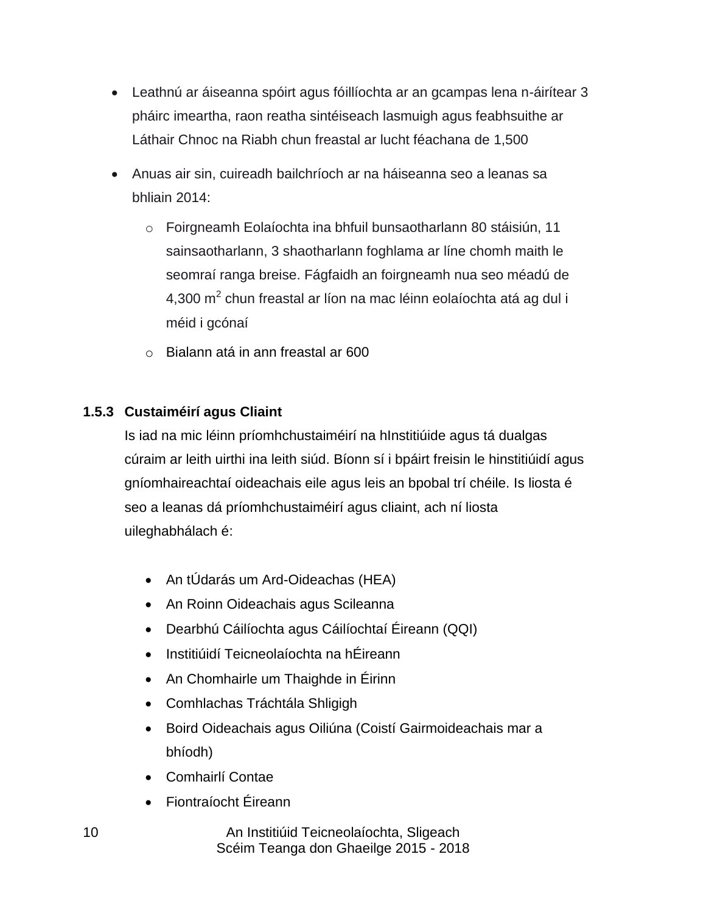- Leathnú ar áiseanna spóirt agus fóillíochta ar an gcampas lena n-áirítear 3 pháirc imeartha, raon reatha sintéiseach lasmuigh agus feabhsuithe ar Láthair Chnoc na Riabh chun freastal ar lucht féachana de 1,500
- Anuas air sin, cuireadh bailchríoch ar na háiseanna seo a leanas sa bhliain 2014:
  - Foirgneamh Eolaíochta ina bhfuil bunsaotharlann 80 stáisiún, 11 sainsaotharlann, 3 shaotharlann foghlama ar líne chomh maith le seomraí ranga breise. Fágfaidh an foirgneamh nua seo méadú de 4,300 $m^2$ chun freastal ar líon na mac léinn eolaíochta atá ag dul i méid i gcónaí
  - Bialann atá in ann freastal ar 600

### 1.5.3 Custaiméirí agus Cliaint

Is iad na mic léinn príomhchustaiméirí na hInstitiúide agus tá dualgas cúraim ar leith uirthi ina leith siúd. Bíonn sí i bpáirt freisin le hinstitiúidí agus gníomhaireachtaí oideachais eile agus leis an bpobal trí chéile. Is liosta é seo a leanas dá príomhchustaiméirí agus cliaint, ach ní liosta uileghabhálach é:

- An tÚdarás um Ard-Oideachas (HEA)
- An Roinn Oideachais agus Scileanna
- Dearbhú Cáilíochta agus Cáilíochtaí Éireann (QQI)
- Institiúidí Teicneolaíochta na hÉireann
- An Chomhairle um Thaighde in Éirinn
- Comhlachas Tráchtála Shligigh
- Boird Oideachais agus Oiliúna (Coistí Gairmoideachais mar a bhíodh)
- Comhairlí Contae
- Fiontraíocht Éireann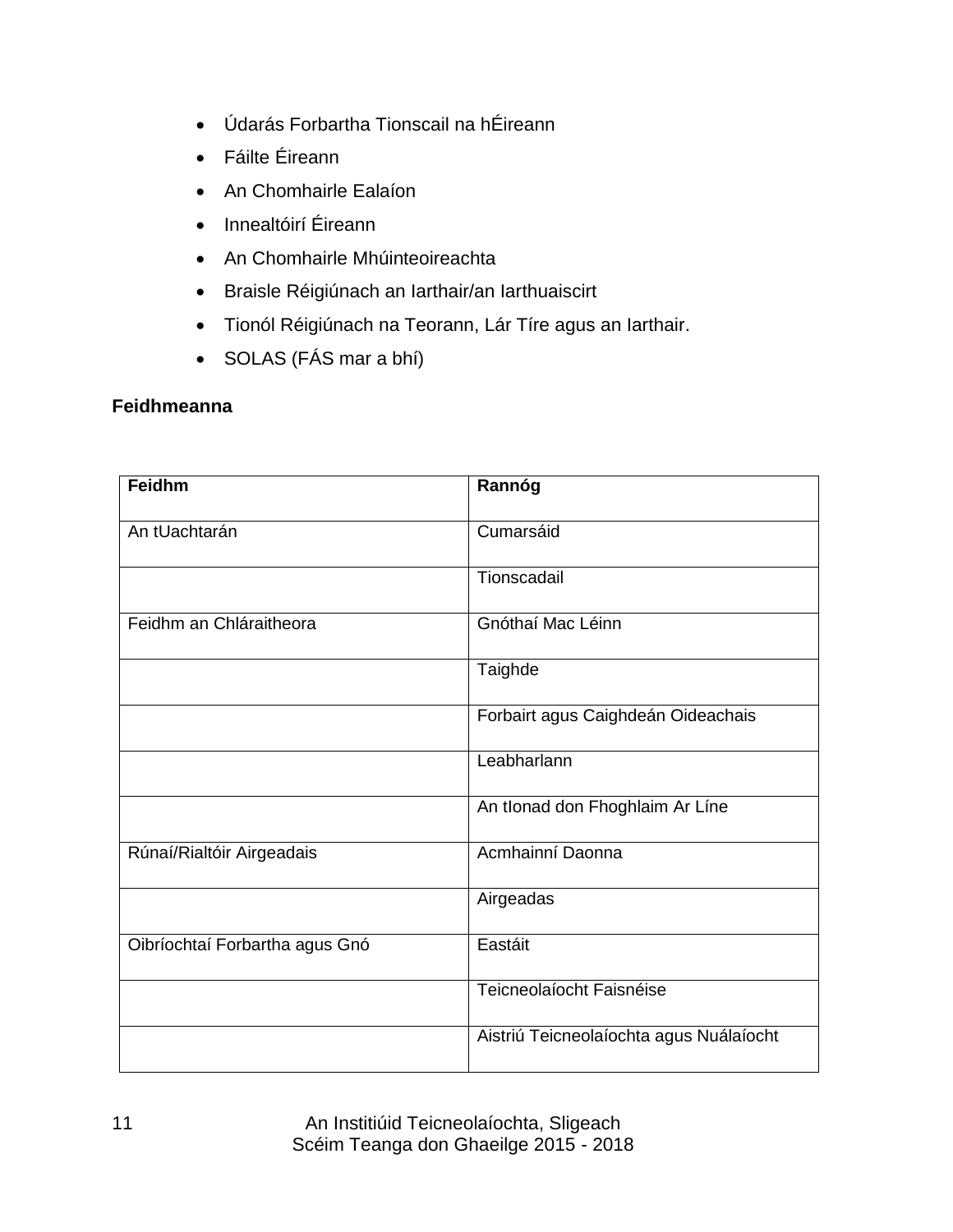- Údarás Forbartha Tionscail na hÉireann
- Fáilte Éireann
- An Chomhairle Ealaíon
- Innealtóirí Éireann
- An Chomhairle Mhúinteoireachta
- Braisle Réigiúnach an Iarthair/an Iarthuaiscirt
- Tionól Réigiúnach na Teorann, Lár Tíre agus an Iarthair.
- SOLAS (FÁS mar a bhí)

**Feidhmeanna**

| **Feidhm** | **Rannóg** |
|---|---|
| An tUachtarán | Cumarsáid |
| | Tionscadail |
| Feidhm an Chláraitheora | Gnóthaí Mac Léinn |
| | Taighde |
| | Forbairt agus Caighdeán Oideachais |
| | Leabharlann |
| | An tIonad don Fhoghlaim Ar Líne |
| Rúnaí/Rialtóir Airgeadais | Acmhainní Daonna |
| | Airgeadas |
| Oibríochtaí Forbartha agus Gnó | Eastáit |
| | Teicneolaíocht Faisnéise |
| | Aistriú Teicneolaíochta agus Nuálaíocht |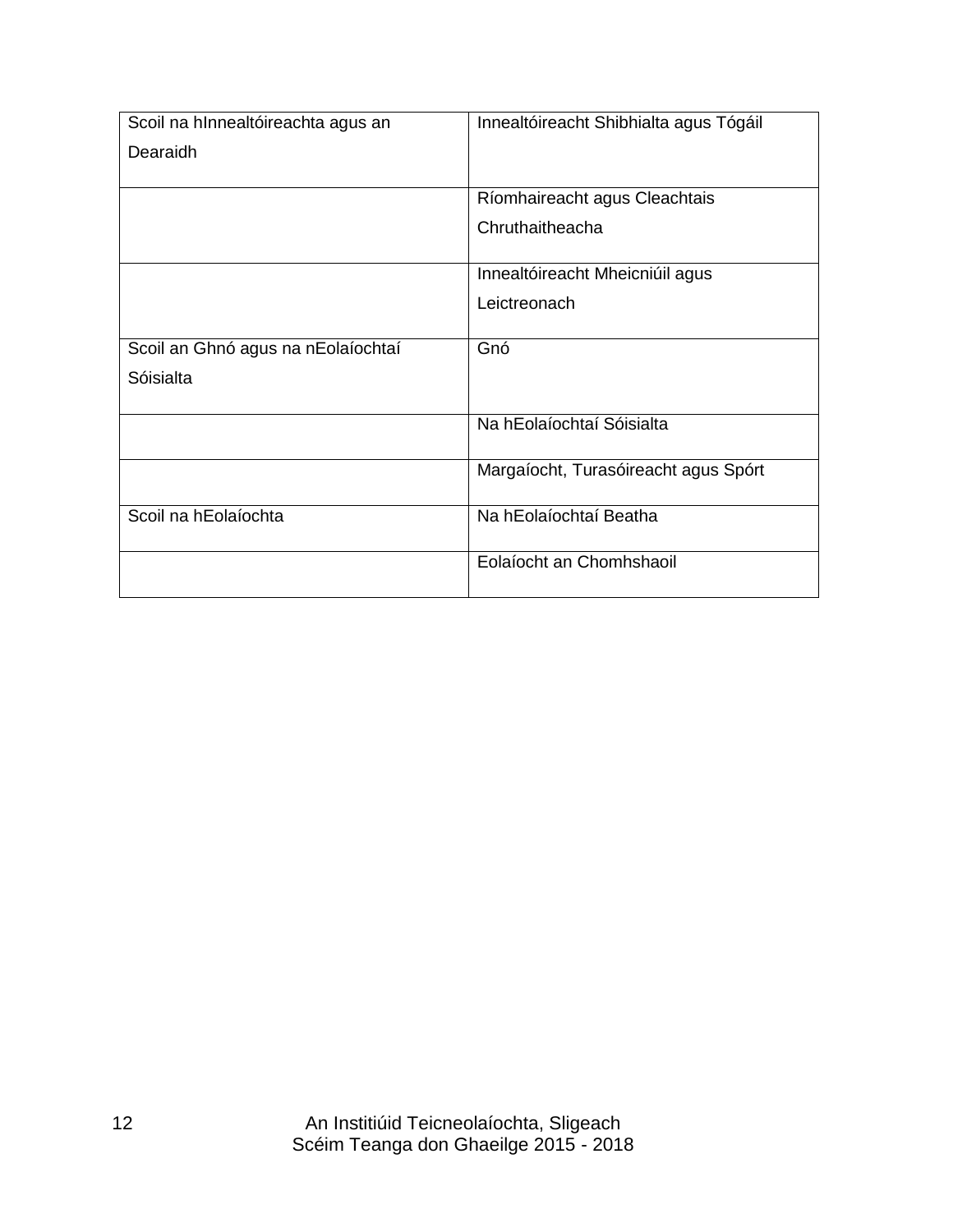| | |
|---|---|
| Scoil na hInnealtóireachta agus an Dearaidh | Innealtóireacht Shibhialta agus Tógáil |
| | Ríomhaireacht agus Cleachtais Chruthaitheacha |
| | Innealtóireacht Mheicniúil agus Leictreonach |
| Scoil an Ghnó agus na nEolaíochtaí Sóisialta | Gnó |
| | Na hEolaíochtaí Sóisialta |
| | Margaíocht, Turasóireacht agus Spórt |
| Scoil na hEolaíochta | Na hEolaíochtaí Beatha |
| | Eolaíocht an Chomhshaoil |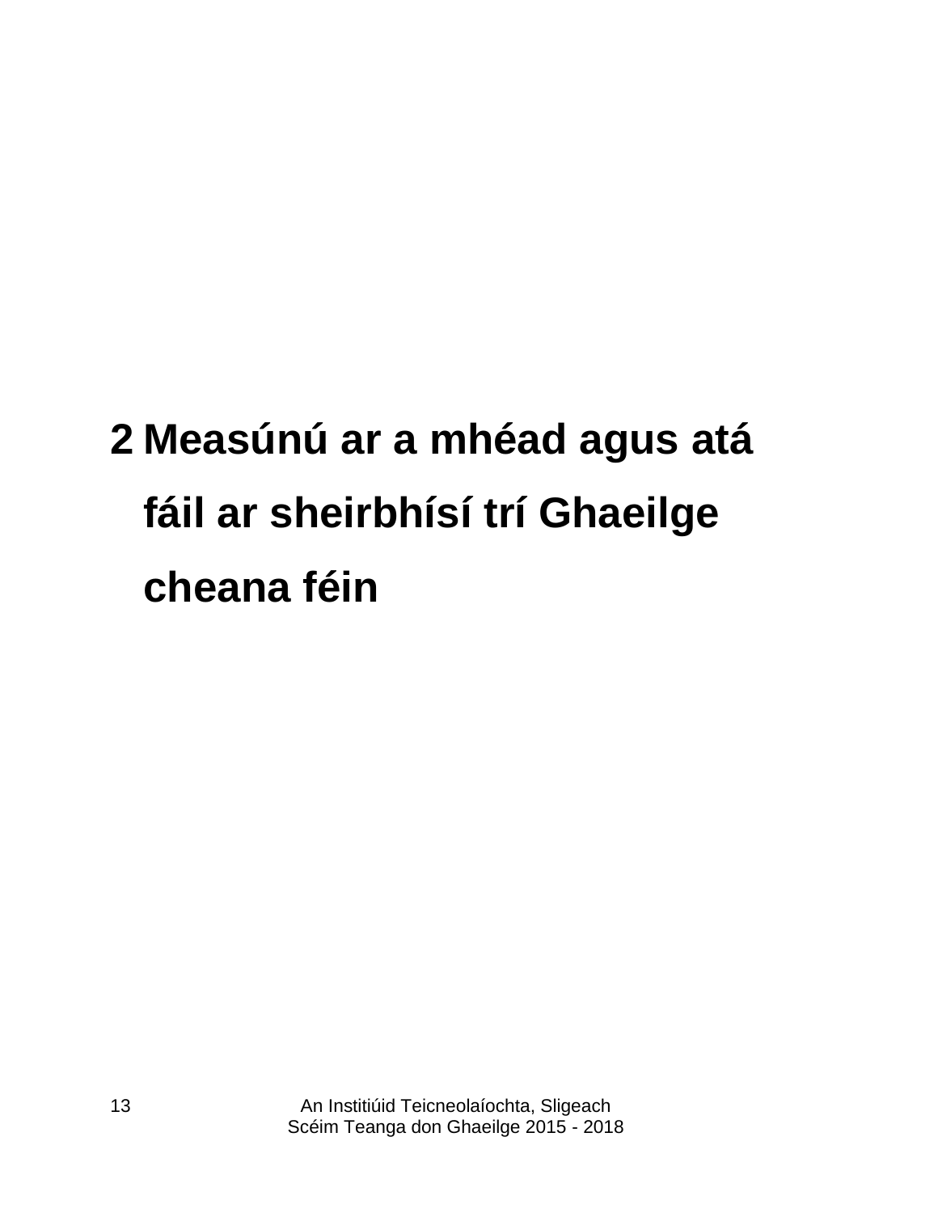# 2 Measúnú ar a mhéad agus atá fáil ar sheirbhísí trí Ghaeilge cheana féin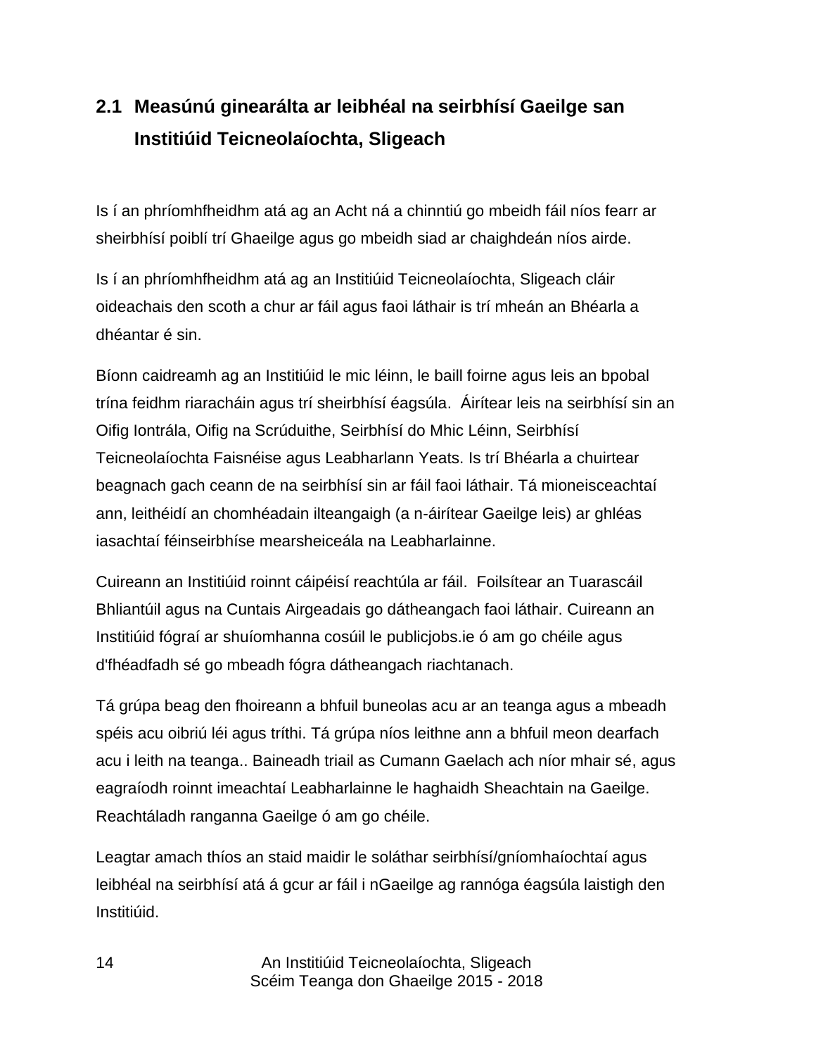## 2.1 Measúnú ginearálta ar leibhéal na seirbhísí Gaeilge san Institiúid Teicneolaíochta, Sligeach

Is í an phríomhfheidhm atá ag an Acht ná a chinntiú go mbeidh fáil níos fearr ar sheirbhísí poiblí trí Ghaeilge agus go mbeidh siad ar chaighdeán níos airde.

Is í an phríomhfheidhm atá ag an Institiúid Teicneolaíochta, Sligeach cláir oideachais den scoth a chur ar fáil agus faoi láthair is trí mheán an Bhéarla a dhéantar é sin.

Bíonn caidreamh ag an Institiúid le mic léinn, le baill foirne agus leis an bpobal trína feidhm riaracháin agus trí sheirbhísí éagsúla. Áirítear leis na seirbhísí sin an Oifig Iontrála, Oifig na Scrúduithe, Seirbhísí do Mhic Léinn, Seirbhísí Teicneolaíochta Faisnéise agus Leabharlann Yeats. Is trí Bhéarla a chuirtear beagnach gach ceann de na seirbhísí sin ar fáil faoi láthair. Tá mioneisceachtaí ann, leithéidí an chomhéadain ilteangaigh (a n-áirítear Gaeilge leis) ar ghléas iasachtaí féinseirbhíse mearsheiceála na Leabharlainne.

Cuireann an Institiúid roinnt cáipéisí reachtúla ar fáil. Foilsítear an Tuarascáil Bhliantúil agus na Cuntais Airgeadais go dátheangach faoi láthair. Cuireann an Institiúid fógraí ar shuíomhanna cosúil le publicjobs.ie ó am go chéile agus d'fhéadfadh sé go mbeadh fógra dátheangach riachtanach.

Tá grúpa beag den fhoireann a bhfuil buneolas acu ar an teanga agus a mbeadh spéis acu oibriú léi agus tríthi. Tá grúpa níos leithne ann a bhfuil meon dearfach acu i leith na teanga.. Baineadh triail as Cumann Gaelach ach níor mhair sé, agus eagraíodh roinnt imeachtaí Leabharlainne le haghaidh Sheachtain na Gaeilge. Reachtáladh ranganna Gaeilge ó am go chéile.

Leagtar amach thíos an staid maidir le soláthar seirbhísí/gníomhaíochtaí agus leibhéal na seirbhísí atá á gcur ar fáil i nGaeilge ag rannóga éagsúla laistigh den Institiúid.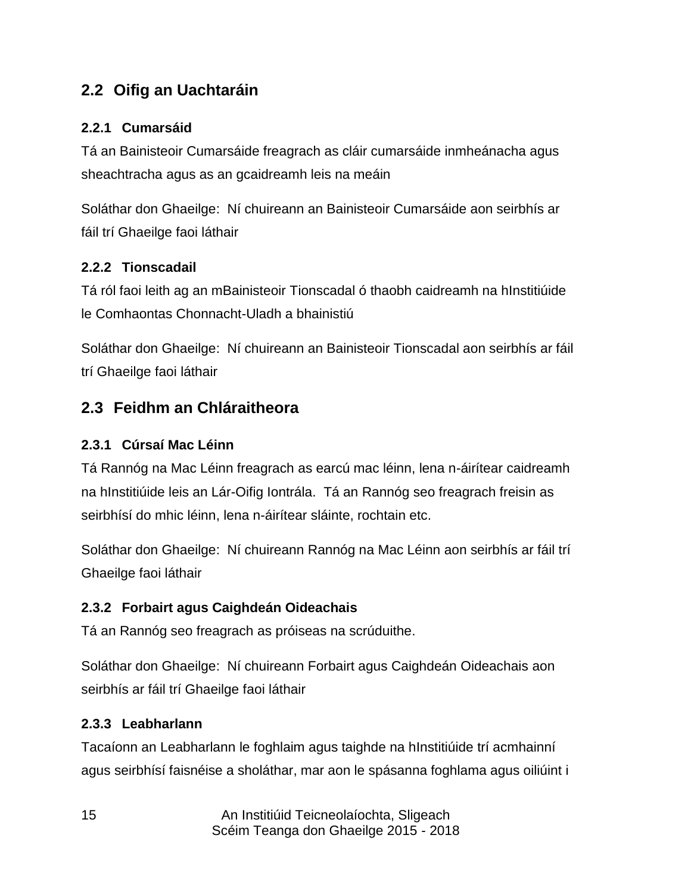## 2.2 Oifig an Uachtaráin

### 2.2.1 Cumarsáid

Tá an Bainisteoir Cumarsáide freagrach as cláir cumarsáide inmheánacha agus sheachtracha agus as an gcaidreamh leis na meáin

Soláthar don Ghaeilge: Ní chuireann an Bainisteoir Cumarsáide aon seirbhís ar fáil trí Ghaeilge faoi láthair

### 2.2.2 Tionscadail

Tá ról faoi leith ag an mBainisteoir Tionscadal ó thaobh caidreamh na hInstitiúide le Comhaontas Chonnacht-Uladh a bhainistiú

Soláthar don Ghaeilge: Ní chuireann an Bainisteoir Tionscadal aon seirbhís ar fáil trí Ghaeilge faoi láthair

## 2.3 Feidhm an Chláraitheora

### 2.3.1 Cúrsaí Mac Léinn

Tá Rannóg na Mac Léinn freagrach as earcú mac léinn, lena n-áirítear caidreamh na hInstitiúide leis an Lár-Oifig Iontrála. Tá an Rannóg seo freagrach freisin as seirbhísí do mhic léinn, lena n-áirítear sláinte, rochtain etc.

Soláthar don Ghaeilge: Ní chuireann Rannóg na Mac Léinn aon seirbhís ar fáil trí Ghaeilge faoi láthair

### 2.3.2 Forbairt agus Caighdeán Oideachais

Tá an Rannóg seo freagrach as próiseas na scrúduithe.

Soláthar don Ghaeilge: Ní chuireann Forbairt agus Caighdeán Oideachais aon seirbhís ar fáil trí Ghaeilge faoi láthair

### 2.3.3 Leabharlann

Tacaíonn an Leabharlann le foghlaim agus taighde na hInstitiúide trí acmhainní agus seirbhísí faisnéise a sholáthar, mar aon le spásanna foghlama agus oiliúint i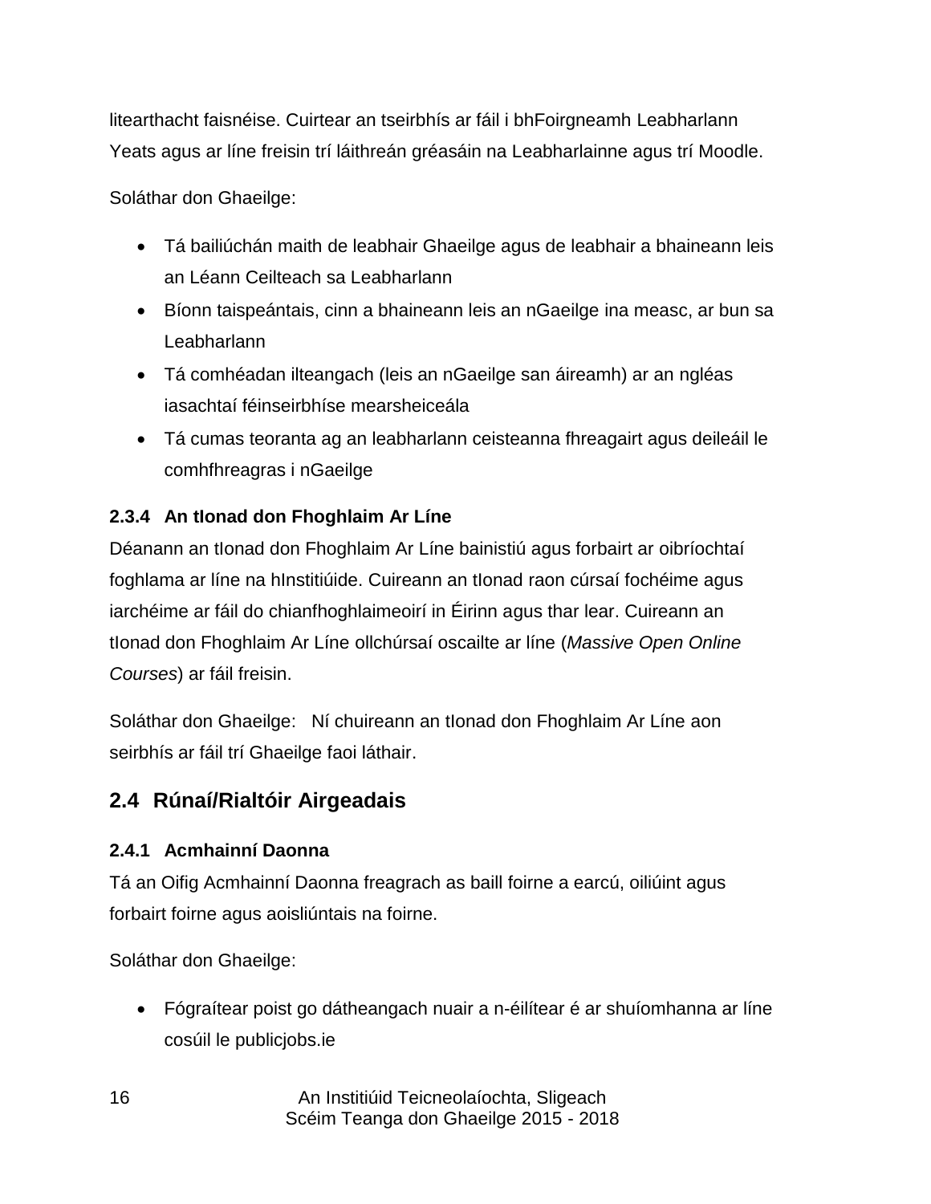litearthacht faisnéise. Cuirtear an tseirbhís ar fáil i bhFoirgneamh Leabharlann Yeats agus ar líne freisin trí láithreán gréasáin na Leabharlainne agus trí Moodle.

Soláthar don Ghaeilge:

- Tá bailiúchán maith de leabhair Ghaeilge agus de leabhair a bhaineann leis an Léann Ceilteach sa Leabharlann
- Bíonn taispeántais, cinn a bhaineann leis an nGaeilge ina measc, ar bun sa Leabharlann
- Tá comhéadan ilteangach (leis an nGaeilge san áireamh) ar an ngléas iasachtaí féinseirbhíse mearsheiceála
- Tá cumas teoranta ag an leabharlann ceisteanna fhreagairt agus deileáil le comhfhreagras i nGaeilge

### 2.3.4 An tIonad don Fhoghlaim Ar Líne

Déanann an tIonad don Fhoghlaim Ar Líne bainistiú agus forbairt ar oibríochtaí foghlama ar líne na hInstitiúide. Cuireann an tIonad raon cúrsaí fochéime agus iarchéime ar fáil do chianfhoghlaimeoirí in Éirinn agus thar lear. Cuireann an tIonad don Fhoghlaim Ar Líne ollchúrsaí oscailte ar líne (*Massive Open Online Courses*) ar fáil freisin.

Soláthar don Ghaeilge: Ní chuireann an tIonad don Fhoghlaim Ar Líne aon seirbhís ar fáil trí Ghaeilge faoi láthair.

## 2.4 Rúnaí/Rialtóir Airgeadais

### 2.4.1 Acmhainní Daonna

Tá an Oifig Acmhainní Daonna freagrach as baill foirne a earcú, oiliúint agus forbairt foirne agus aoisliúntais na foirne.

Soláthar don Ghaeilge:

- Fógraítear poist go dátheangach nuair a n-éilítear é ar shuíomhanna ar líne cosúil le publicjobs.ie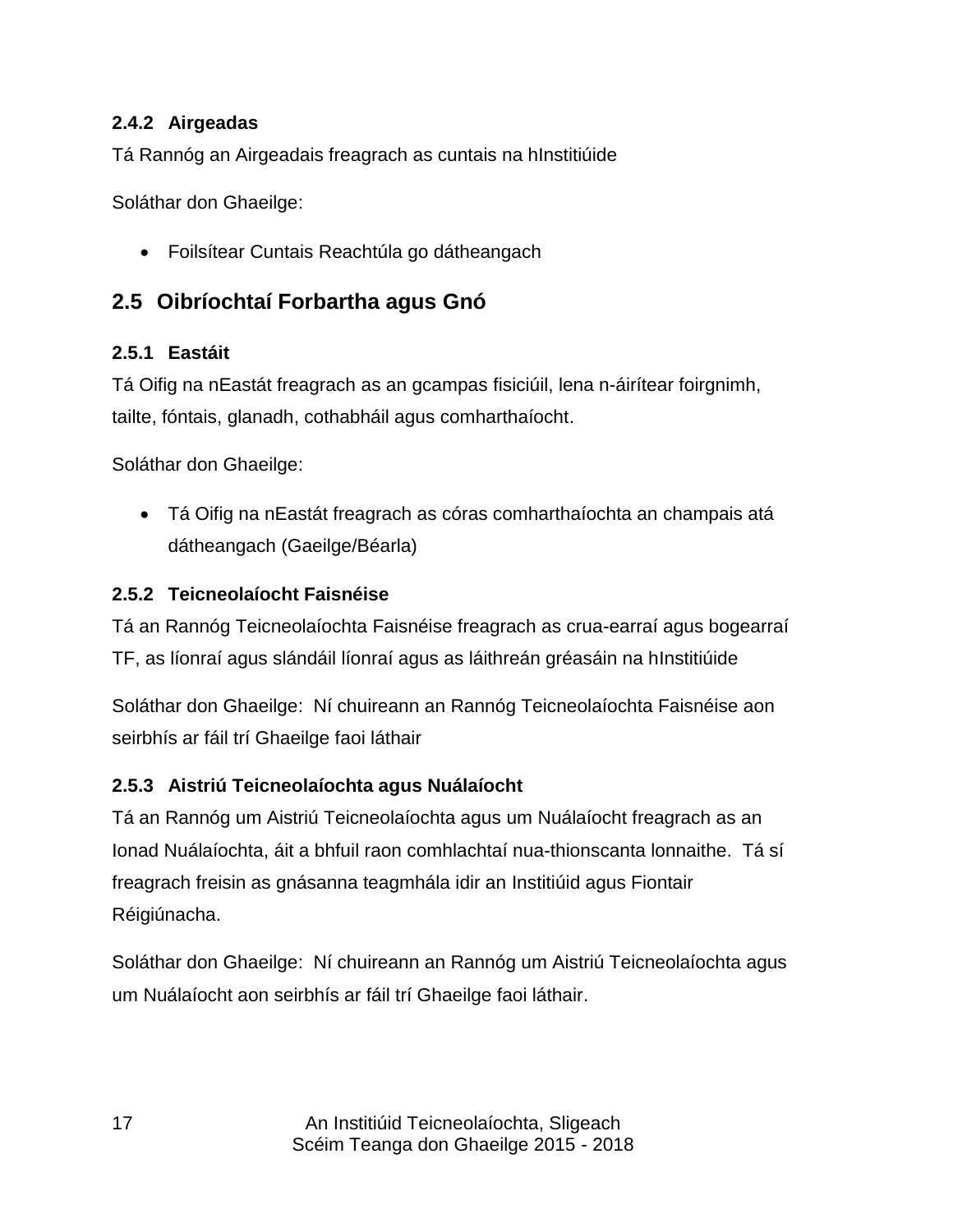### 2.4.2 Airgeadas

Tá Rannóg an Airgeadais freagrach as cuntais na hInstitiúide

Soláthar don Ghaeilge:

- Foilsítear Cuntais Reachtúla go dátheangach

## 2.5 Oibríochtaí Forbartha agus Gnó

### 2.5.1 Eastáit

Tá Oifig na nEastát freagrach as an gcampas fisiciúil, lena n-áirítear foirgnimh, tailte, fóntais, glanadh, cothabháil agus comharthaíocht.

Soláthar don Ghaeilge:

- Tá Oifig na nEastát freagrach as córas comharthaíochta an champais atá dátheangach (Gaeilge/Béarla)

### 2.5.2 Teicneolaíocht Faisnéise

Tá an Rannóg Teicneolaíochta Faisnéise freagrach as crua-earraí agus bogearraí TF, as líonraí agus slándáil líonraí agus as láithreán gréasáin na hInstitiúide

Soláthar don Ghaeilge: Ní chuireann an Rannóg Teicneolaíochta Faisnéise aon seirbhís ar fáil trí Ghaeilge faoi láthair

### 2.5.3 Aistriú Teicneolaíochta agus Nuálaíocht

Tá an Rannóg um Aistriú Teicneolaíochta agus um Nuálaíocht freagrach as an Ionad Nuálaíochta, áit a bhfuil raon comhlachtaí nua-thionscanta lonnaithe. Tá sí freagrach freisin as gnásanna teagmhála idir an Institiúid agus Fiontair Réigiúnacha.

Soláthar don Ghaeilge: Ní chuireann an Rannóg um Aistriú Teicneolaíochta agus um Nuálaíocht aon seirbhís ar fáil trí Ghaeilge faoi láthair.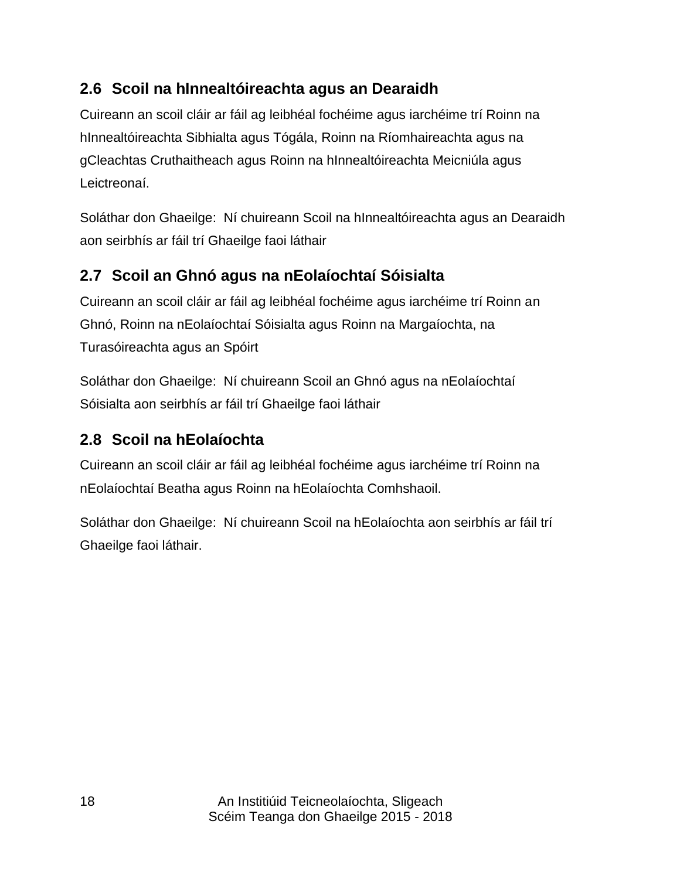## 2.6 Scoil na hInnealtóireachta agus an Dearaidh

Cuireann an scoil cláir ar fáil ag leibhéal fochéime agus iarchéime trí Roinn na hInnealtóireachta Sibhialta agus Tógála, Roinn na Ríomhaireachta agus na gCleachtas Cruthaitheach agus Roinn na hInnealtóireachta Meicniúla agus Leictreonaí.

Soláthar don Ghaeilge: Ní chuireann Scoil na hInnealtóireachta agus an Dearaidh aon seirbhís ar fáil trí Ghaeilge faoi láthair

## 2.7 Scoil an Ghnó agus na nEolaíochtaí Sóisialta

Cuireann an scoil cláir ar fáil ag leibhéal fochéime agus iarchéime trí Roinn an Ghnó, Roinn na nEolaíochtaí Sóisialta agus Roinn na Margaíochta, na Turasóireachta agus an Spóirt

Soláthar don Ghaeilge: Ní chuireann Scoil an Ghnó agus na nEolaíochtaí Sóisialta aon seirbhís ar fáil trí Ghaeilge faoi láthair

## 2.8 Scoil na hEolaíochta

Cuireann an scoil cláir ar fáil ag leibhéal fochéime agus iarchéime trí Roinn na nEolaíochtaí Beatha agus Roinn na hEolaíochta Comhshaoil.

Soláthar don Ghaeilge: Ní chuireann Scoil na hEolaíochta aon seirbhís ar fáil trí Ghaeilge faoi láthair.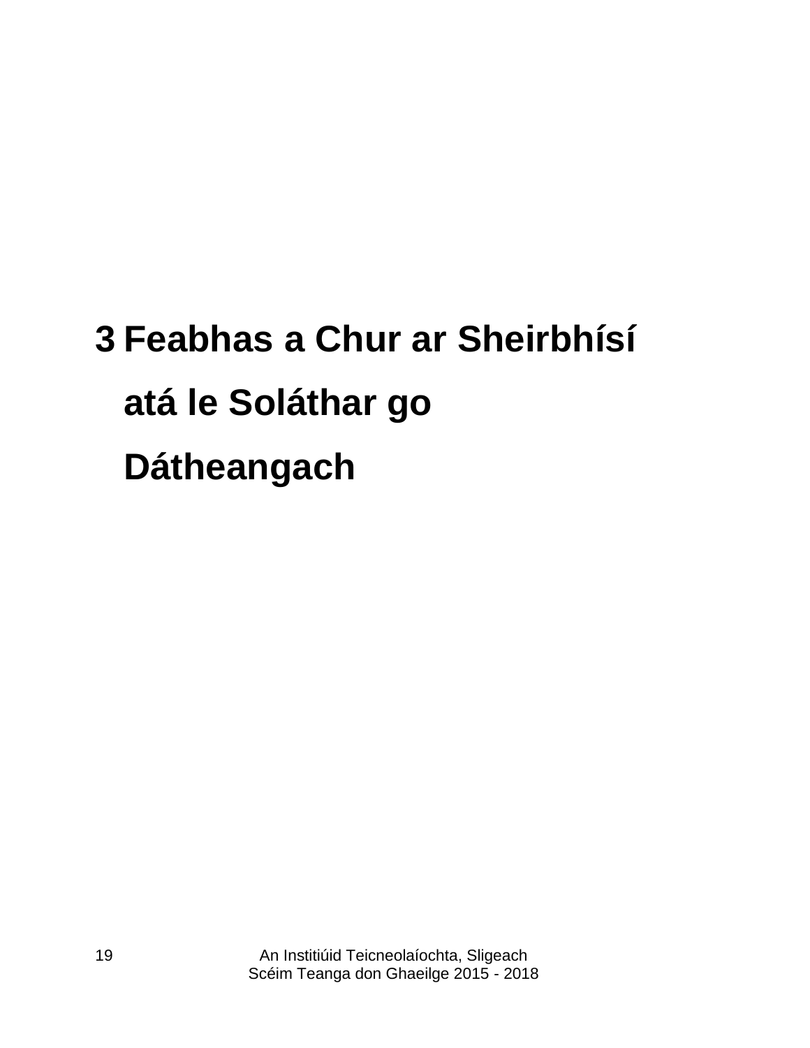# 3 Feabhas a Chur ar Sheirbhísí atá le Soláthar go Dátheangach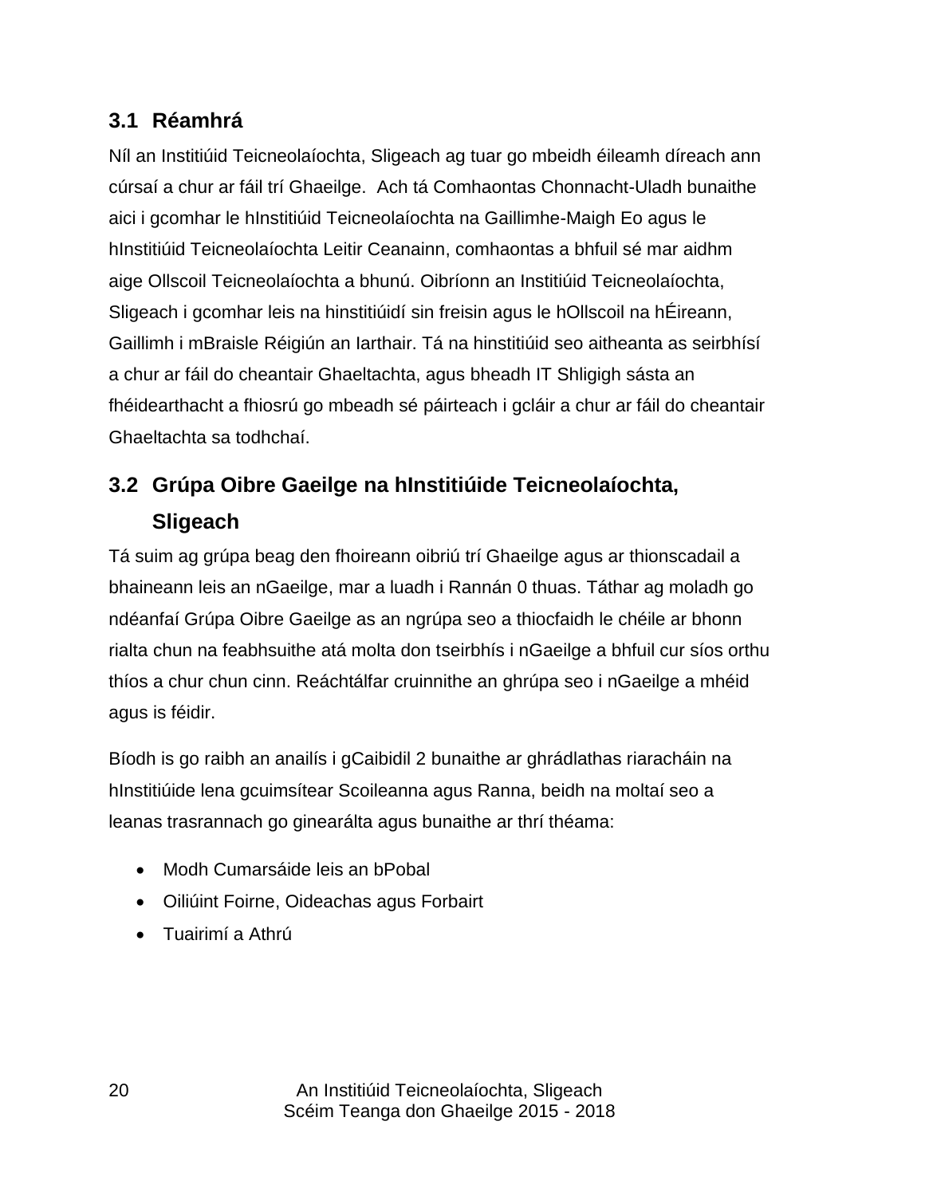## 3.1 Réamhrá

Níl an Institiúid Teicneolaíochta, Sligeach ag tuar go mbeidh éileamh díreach ann cúrsaí a chur ar fáil trí Ghaeilge. Ach tá Comhaontas Chonnacht-Uladh bunaithe aici i gcomhar le hInstitiúid Teicneolaíochta na Gaillimhe-Maigh Eo agus le hInstitiúid Teicneolaíochta Leitir Ceanainn, comhaontas a bhfuil sé mar aidhm aige Ollscoil Teicneolaíochta a bhunú. Oibríonn an Institiúid Teicneolaíochta, Sligeach i gcomhar leis na hinstitiúidí sin freisin agus le hOllscoil na hÉireann, Gaillimh i mBraisle Réigiún an Iarthair. Tá na hinstitiúid seo aitheanta as seirbhísí a chur ar fáil do cheantair Ghaeltachta, agus bheadh IT Shligigh sásta an fhéidearthacht a fhiosrú go mbeadh sé páirteach i gcláir a chur ar fáil do cheantair Ghaeltachta sa todhchaí.

## 3.2 Grúpa Oibre Gaeilge na hInstitiúide Teicneolaíochta, Sligeach

Tá suim ag grúpa beag den fhoireann oibriú trí Ghaeilge agus ar thionscadail a bhaineann leis an nGaeilge, mar a luadh i Rannán 0 thuas. Táthar ag moladh go ndéanfaí Grúpa Oibre Gaeilge as an ngrúpa seo a thiocfaidh le chéile ar bhonn rialta chun na feabhsuithe atá molta don tseirbhís i nGaeilge a bhfuil cur síos orthu thíos a chur chun cinn. Reáchtálfar cruinnithe an ghrúpa seo i nGaeilge a mhéid agus is féidir.

Bíodh is go raibh an anailís i gCaibidil 2 bunaithe ar ghrádlathas riaracháin na hInstitiúide lena gcuimsítear Scoileanna agus Ranna, beidh na moltaí seo a leanas trasrannach go ginearálta agus bunaithe ar thrí théama:

- Modh Cumarsáide leis an bPobal
- Oiliúint Foirne, Oideachas agus Forbairt
- Tuairimí a Athrú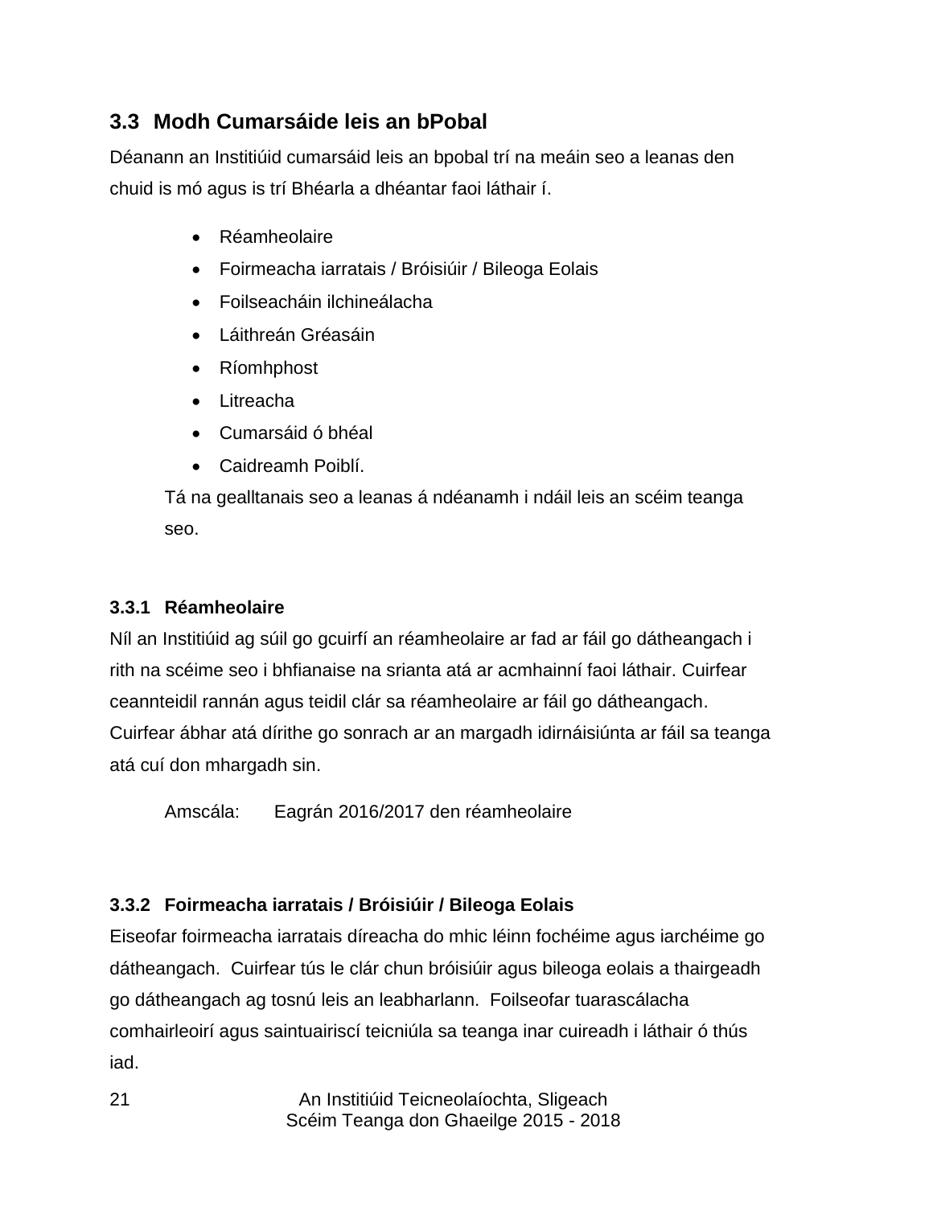## 3.3 Modh Cumarsáide leis an bPobal

Déanann an Institiúid cumarsáid leis an bpobal trí na meáin seo a leanas den chuid is mó agus is trí Bhéarla a dhéantar faoi láthair í.

- Réamheolaire
- Foirmeacha iarratais / Bróisiúir / Bileoga Eolais
- Foilseacháin ilchineálacha
- Láithreán Gréasáin
- Ríomhphost
- Litreacha
- Cumarsáid ó bhéal
- Caidreamh Poiblí.

Tá na gealltanais seo a leanas á ndéanamh i ndáil leis an scéim teanga seo.

### 3.3.1 Réamheolaire

Níl an Institiúid ag súil go gcuirfí an réamheolaire ar fad ar fáil go dátheangach i rith na scéime seo i bhfianaise na srianta atá ar acmhainní faoi láthair. Cuirfear ceannteidil rannán agus teidil clár sa réamheolaire ar fáil go dátheangach. Cuirfear ábhar atá dírithe go sonrach ar an margadh idirnáisiúnta ar fáil sa teanga atá cuí don mhargadh sin.

Amscála: Eagrán 2016/2017 den réamheolaire

### 3.3.2 Foirmeacha iarratais / Bróisiúir / Bileoga Eolais

Eiseofar foirmeacha iarratais díreacha do mhic léinn fochéime agus iarchéime go dátheangach. Cuirfear tús le clár chun bróisiúir agus bileoga eolais a thairgeadh go dátheangach ag tosnú leis an leabharlann. Foilseofar tuarascálacha comhairleoirí agus saintuairiscí teicniúla sa teanga inar cuireadh i láthair ó thús iad.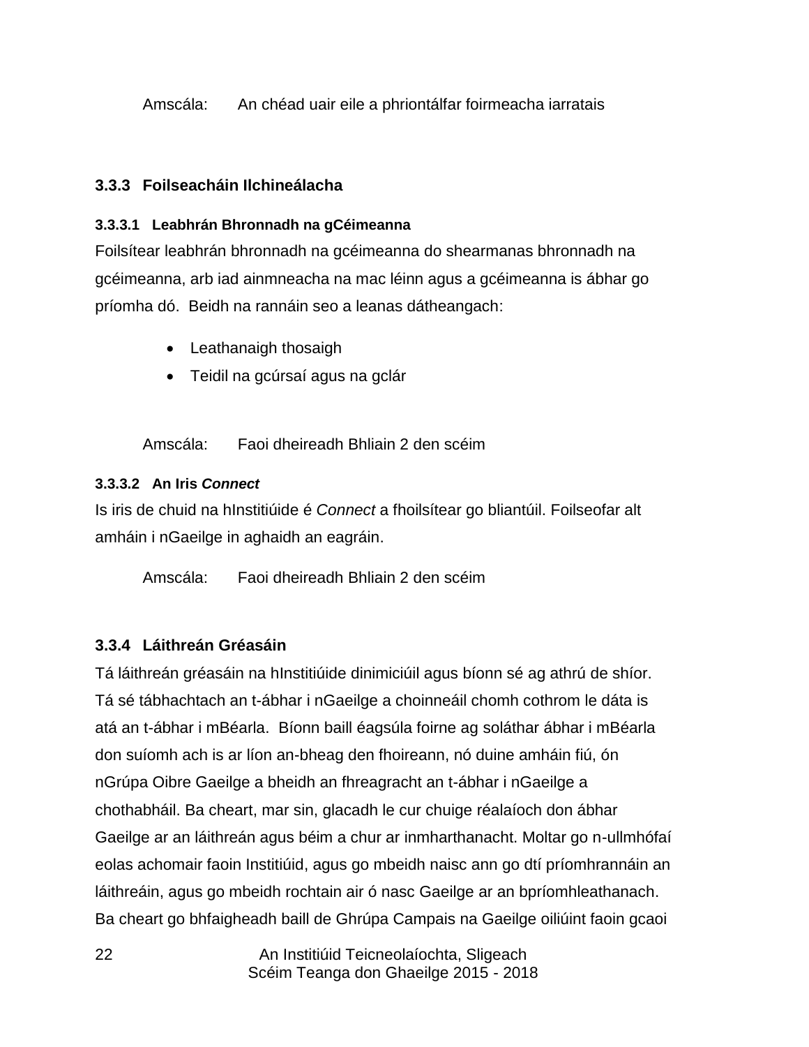Amscála: An chéad uair eile a phriontálfar foirmeacha iarratais

### 3.3.3 Foilseacháin Ilchineálacha

#### 3.3.3.1 Leabhrán Bhronnadh na gCéimeanna

Foilsítear leabhrán bhronnadh na gcéimeanna do shearmanas bhronnadh na gcéimeanna, arb iad ainmneacha na mac léinn agus a gcéimeanna is ábhar go príomha dó. Beidh na rannáin seo a leanas dátheangach:

- Leathanaigh thosaigh
- Teidil na gcúrsaí agus na gclár

Amscála: Faoi dheireadh Bhliain 2 den scéim

#### 3.3.3.2 An Iris *Connect*

Is iris de chuid na hInstitiúide é *Connect* a fhoilsítear go bliantúil. Foilseofar alt amháin i nGaeilge in aghaidh an eagráin.

Amscála: Faoi dheireadh Bhliain 2 den scéim

### 3.3.4 Láithreán Gréasáin

Tá láithreán gréasáin na hInstitiúide dinimiciúil agus bíonn sé ag athrú de shíor. Tá sé tábhachtach an t-ábhar i nGaeilge a choinneáil chomh cothrom le dáta is atá an t-ábhar i mBéarla. Bíonn baill éagsúla foirne ag soláthar ábhar i mBéarla don suíomh ach is ar líon an-bheag den fhoireann, nó duine amháin fiú, ón nGrúpa Oibre Gaeilge a bheidh an fhreagracht an t-ábhar i nGaeilge a chothabháil. Ba cheart, mar sin, glacadh le cur chuige réalaíoch don ábhar Gaeilge ar an láithreán agus béim a chur ar inmharthanacht. Moltar go n-ullmhófaí eolas achomair faoin Institiúid, agus go mbeidh naisc ann go dtí príomhrannáin an láithreáin, agus go mbeidh rochtain air ó nasc Gaeilge ar an bpríomhleathanach. Ba cheart go bhfaigheadh baill de Ghrúpa Campais na Gaeilge oiliúint faoin gcaoi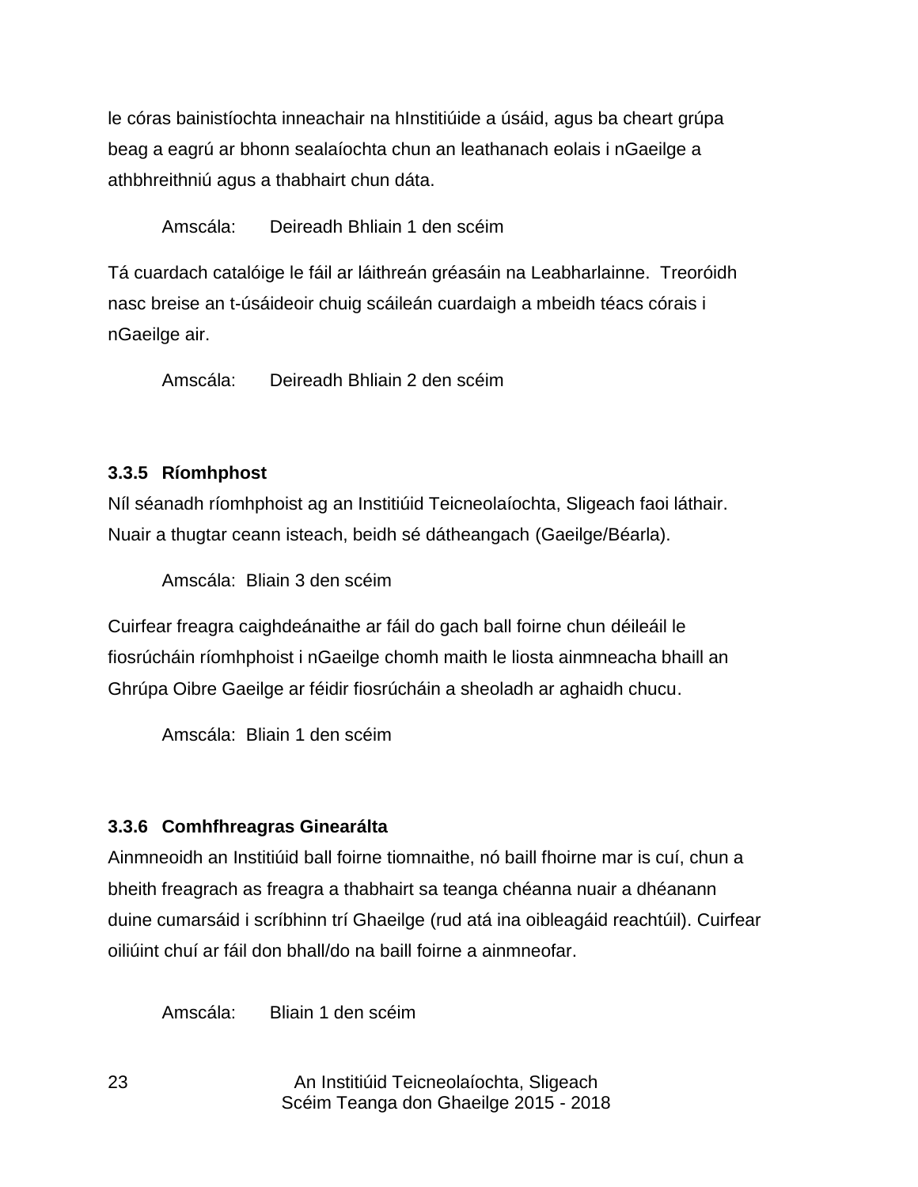le córas bainistíochta inneachair na hInstitiúide a úsáid, agus ba cheart grúpa beag a eagrú ar bhonn sealaíochta chun an leathanach eolais i nGaeilge a athbhreithniú agus a thabhairt chun dáta.

Amscála: Deireadh Bhliain 1 den scéim

Tá cuardach catalóige le fáil ar láithreán gréasáin na Leabharlainne. Treoróidh nasc breise an t-úsáideoir chuig scáileán cuardaigh a mbeidh téacs córais i nGaeilge air.

Amscála: Deireadh Bhliain 2 den scéim

### 3.3.5 Ríomhphost

Níl séanadh ríomhphoist ag an Institiúid Teicneolaíochta, Sligeach faoi láthair. Nuair a thugtar ceann isteach, beidh sé dátheangach (Gaeilge/Béarla).

Amscála: Bliain 3 den scéim

Cuirfear freagra caighdeánaithe ar fáil do gach ball foirne chun déileáil le fiosrúcháin ríomhphoist i nGaeilge chomh maith le liosta ainmneacha bhaill an Ghrúpa Oibre Gaeilge ar féidir fiosrúcháin a sheoladh ar aghaidh chucu.

Amscála: Bliain 1 den scéim

### 3.3.6 Comhfhreagras Ginearálta

Ainmneoidh an Institiúid ball foirne tiomnaithe, nó baill fhoirne mar is cuí, chun a bheith freagrach as freagra a thabhairt sa teanga chéanna nuair a dhéanann duine cumarsáid i scríbhinn trí Ghaeilge (rud atá ina oibleagáid reachtúil). Cuirfear oiliúint chuí ar fáil don bhall/do na baill foirne a ainmneofar.

Amscála: Bliain 1 den scéim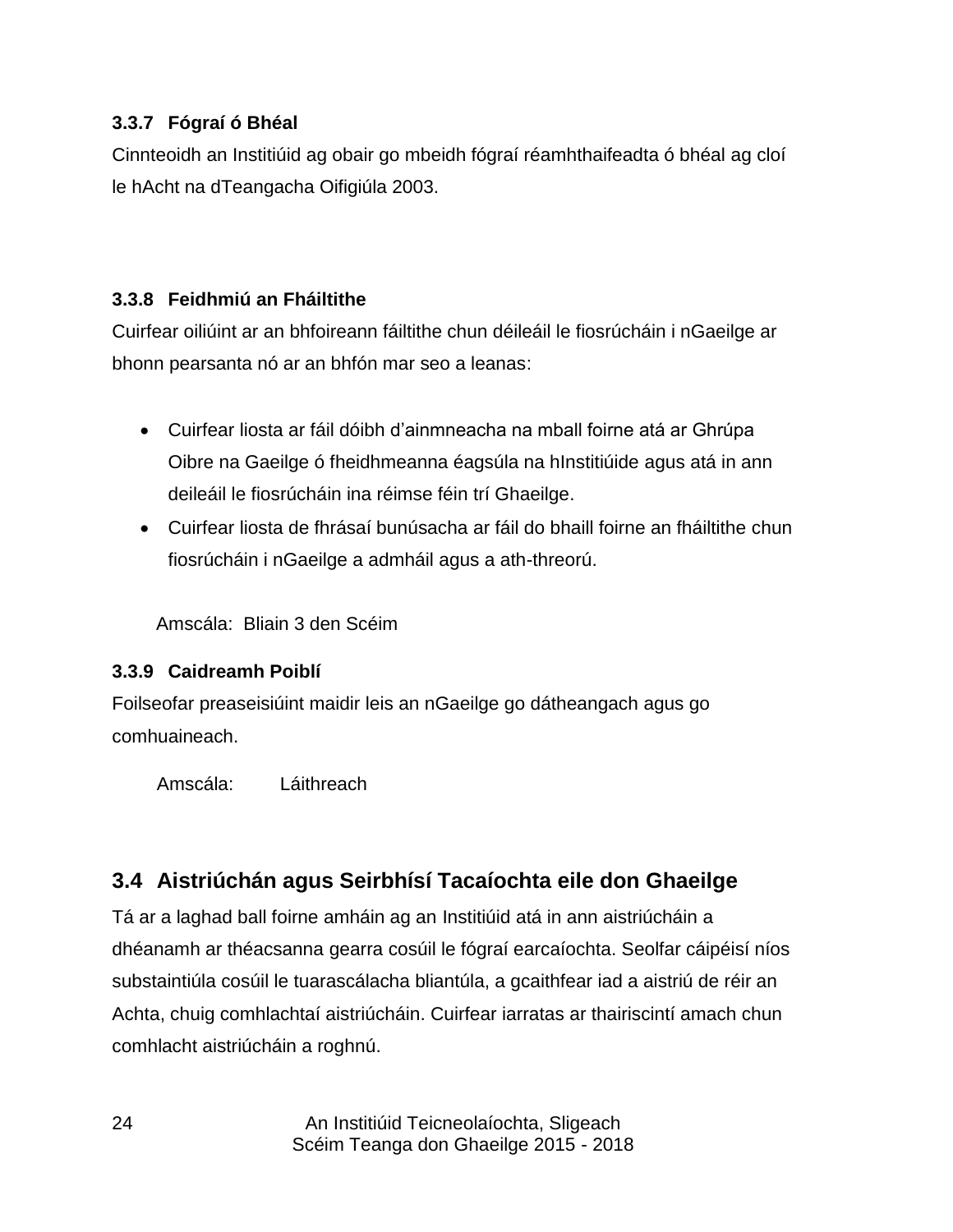### 3.3.7 Fógraí ó Bhéal

Cinnteoidh an Institiúid ag obair go mbeidh fógraí réamhthaifeadta ó bhéal ag cloí le hAcht na dTeangacha Oifigiúla 2003.

### 3.3.8 Feidhmiú an Fháiltithe

Cuirfear oiliúint ar an bhfoireann fáiltithe chun déileáil le fiosrúcháin i nGaeilge ar bhonn pearsanta nó ar an bhfón mar seo a leanas:

- Cuirfear liosta ar fáil dóibh d'ainmneacha na mball foirne atá ar Ghrúpa Oibre na Gaeilge ó fheidhmeanna éagsúla na hInstitiúide agus atá in ann deileáil le fiosrúcháin ina réimse féin trí Ghaeilge.
- Cuirfear liosta de fhrásaí bunúsacha ar fáil do bhaill foirne an fháiltithe chun fiosrúcháin i nGaeilge a admháil agus a ath-threorú.

Amscála: Bliain 3 den Scéim

### 3.3.9 Caidreamh Poiblí

Foilseofar preaseisiúint maidir leis an nGaeilge go dátheangach agus go comhuaineach.

Amscála: Láithreach

## 3.4 Aistriúchán agus Seirbhísí Tacaíochta eile don Ghaeilge

Tá ar a laghad ball foirne amháin ag an Institiúid atá in ann aistriúcháin a dhéanamh ar théacsanna gearra cosúil le fógraí earcaíochta. Seolfar cáipéisí níos substaintiúla cosúil le tuarascálacha bliantúla, a gcaithfear iad a aistriú de réir an Achta, chuig comhlachtaí aistriúcháin. Cuirfear iarratas ar thairiscintí amach chun comhlacht aistriúcháin a roghnú.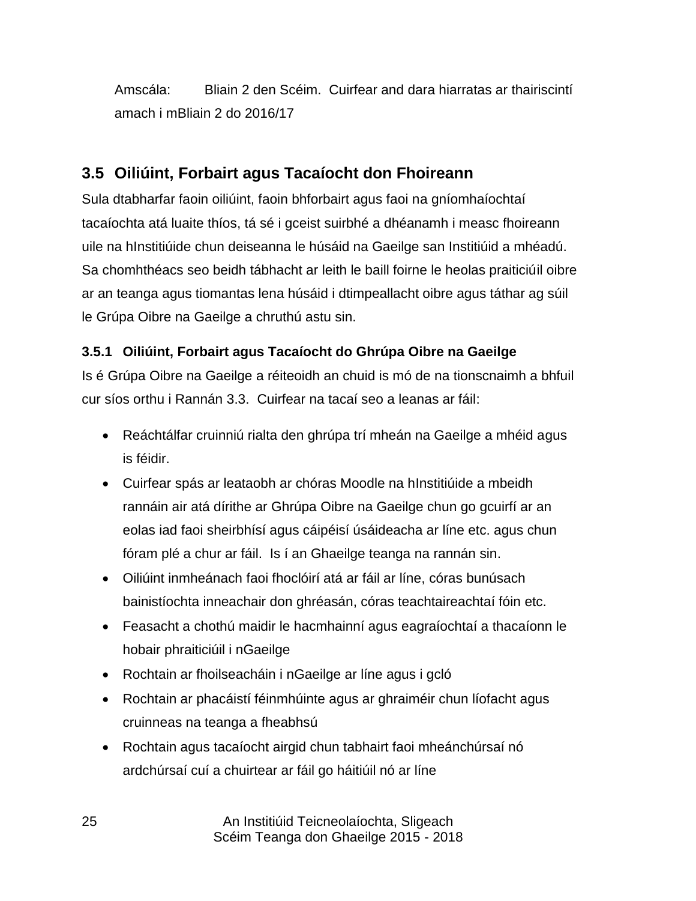Amscála: Bliain 2 den Scéim. Cuirfear and dara hiarratas ar thairiscintí amach i mBliain 2 do 2016/17

## 3.5 Oiliúint, Forbairt agus Tacaíocht don Fhoireann

Sula dtabharfar faoin oiliúint, faoin bhforbairt agus faoi na gníomhaíochtaí tacaíochta atá luaite thíos, tá sé i gceist suirbhé a dhéanamh i measc fhoireann uile na hInstitiúide chun deiseanna le húsáid na Gaeilge san Institiúid a mhéadú. Sa chomhthéacs seo beidh tábhacht ar leith le baill foirne le heolas praiticiúil oibre ar an teanga agus tiomantas lena húsáid i dtimpeallacht oibre agus táthar ag súil le Grúpa Oibre na Gaeilge a chruthú astu sin.

### 3.5.1 Oiliúint, Forbairt agus Tacaíocht do Ghrúpa Oibre na Gaeilge

Is é Grúpa Oibre na Gaeilge a réiteoidh an chuid is mó de na tionscnaimh a bhfuil cur síos orthu i Rannán 3.3. Cuirfear na tacaí seo a leanas ar fáil:

- Reáchtálfar cruinniú rialta den ghrúpa trí mheán na Gaeilge a mhéid agus is féidir.
- Cuirfear spás ar leataobh ar chóras Moodle na hInstitiúide a mbeidh rannáin air atá dírithe ar Ghrúpa Oibre na Gaeilge chun go gcuirfí ar an eolas iad faoi sheirbhísí agus cáipéisí úsáideacha ar líne etc. agus chun fóram plé a chur ar fáil. Is í an Ghaeilge teanga na rannán sin.
- Oiliúint inmheánach faoi fhoclóirí atá ar fáil ar líne, córas bunúsach bainistíochta inneachair don ghréasán, córas teachtaireachtaí fóin etc.
- Feasacht a chothú maidir le hacmhainní agus eagraíochtaí a thacaíonn le hobair phraiticiúil i nGaeilge
- Rochtain ar fhoilseacháin i nGaeilge ar líne agus i gcló
- Rochtain ar phacáistí féinmhúinte agus ar ghraiméir chun líofacht agus cruinneas na teanga a fheabhsú
- Rochtain agus tacaíocht airgid chun tabhairt faoi mheánchúrsaí nó ardchúrsaí cuí a chuirtear ar fáil go háitiúil nó ar líne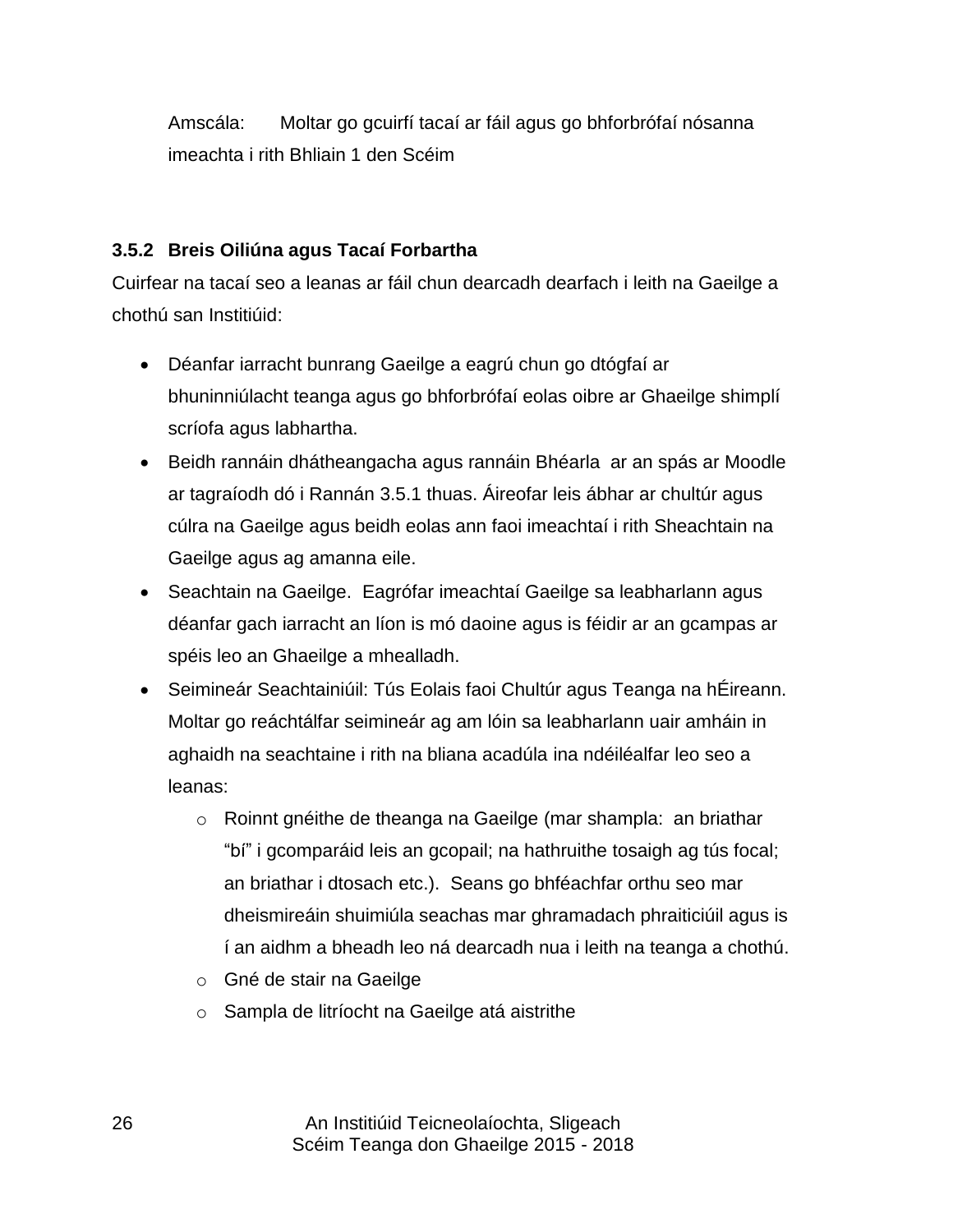Amscála: Moltar go gcuirfí tacaí ar fáil agus go bhforbrófaí nósanna imeachta i rith Bhliain 1 den Scéim

### 3.5.2 Breis Oiliúna agus Tacaí Forbartha

Cuirfear na tacaí seo a leanas ar fáil chun dearcadh dearfach i leith na Gaeilge a chothú san Institiúid:

- Déanfar iarracht bunrang Gaeilge a eagrú chun go dtógfaí ar bhuninniúlacht teanga agus go bhforbrófaí eolas oibre ar Ghaeilge shimplí scríofa agus labhartha.
- Beidh rannáin dhátheangacha agus rannáin Bhéarla ar an spás ar Moodle ar tagraíodh dó i Rannán 3.5.1 thuas. Áireofar leis ábhar ar chultúr agus cúlra na Gaeilge agus beidh eolas ann faoi imeachtaí i rith Sheachtain na Gaeilge agus ag amanna eile.
- Seachtain na Gaeilge. Eagrófar imeachtaí Gaeilge sa leabharlann agus déanfar gach iarracht an líon is mó daoine agus is féidir ar an gcampas ar spéis leo an Ghaeilge a mhealladh.
- Seimineár Seachtainiúil: Tús Eolais faoi Chultúr agus Teanga na hÉireann. Moltar go reáchtálfar seimineár ag am lóin sa leabharlann uair amháin in aghaidh na seachtaine i rith na bliana acadúla ina ndéiléalfar leo seo a leanas:
  - Roinnt gnéithe de theanga na Gaeilge (mar shampla: an briathar “bí” i gcomparáid leis an gcopail; na hathruithe tosaigh ag tús focal; an briathar i dtosach etc.). Seans go bhféachfar orthu seo mar dheismireáin shuimiúla seachas mar ghramadach phraiticiúil agus is í an aidhm a bheadh leo ná dearcadh nua i leith na teanga a chothú.
  - Gné de stair na Gaeilge
  - Sampla de litríocht na Gaeilge atá aistrithe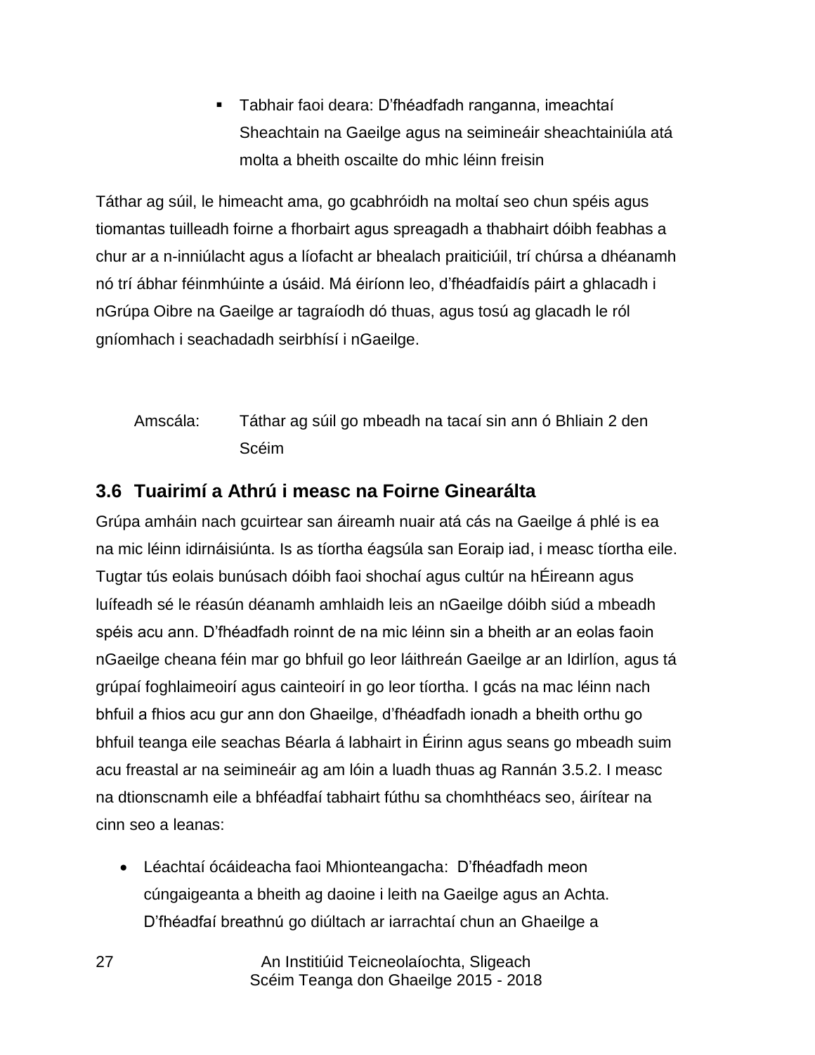- Tabhair faoi deara: D’fhéadfadh ranganna, imeachtaí Sheachtain na Gaeilge agus na seimineáir sheachtainiúla atá molta a bheith oscailte do mhic léinn freisin

Táthar ag súil, le himeacht ama, go gcabhróidh na moltaí seo chun spéis agus tiomantas tuilleadh foirne a fhorbairt agus spreagadh a thabhairt dóibh feabhas a chur ar a n-inniúlacht agus a líofacht ar bhealach praiticiúil, trí chúrsa a dhéanamh nó trí ábhar féinmhúinte a úsáid. Má éiríonn leo, d’fhéadfaidís páirt a ghlacadh i nGrúpa Oibre na Gaeilge ar tagraíodh dó thuas, agus tosú ag glacadh le ról gníomhach i seachadadh seirbhísí i nGaeilge.

Amscála: Táthar ag súil go mbeadh na tacaí sin ann ó Bhliain 2 den Scéim

## 3.6 Tuairimí a Athrú i measc na Foirne Ginearálta

Grúpa amháin nach gcuirtear san áireamh nuair atá cás na Gaeilge á phlé is ea na mic léinn idirnáisiúnta. Is as tíortha éagsúla san Eoraip iad, i measc tíortha eile. Tugtar tús eolais bunúsach dóibh faoi shochaí agus cultúr na hÉireann agus luífeadh sé le réasún déanamh amhlaidh leis an nGaeilge dóibh siúd a mbeadh spéis acu ann. D’fhéadfadh roinnt de na mic léinn sin a bheith ar an eolas faoin nGaeilge cheana féin mar go bhfuil go leor láithreán Gaeilge ar an Idirlíon, agus tá grúpaí foghlaimeoirí agus cainteoirí in go leor tíortha. I gcás na mac léinn nach bhfuil a fhios acu gur ann don Ghaeilge, d’fhéadfadh ionadh a bheith orthu go bhfuil teanga eile seachas Béarla á labhairt in Éirinn agus seans go mbeadh suim acu freastal ar na seimineáir ag am lóin a luadh thuas ag Rannán 3.5.2. I measc na dtionscnamh eile a bhféadfaí tabhairt fúthu sa chomhthéacs seo, áirítear na cinn seo a leanas:

- Léachtaí ócáideacha faoi Mhionteangacha: D’fhéadfadh meon cúngaigeanta a bheith ag daoine i leith na Gaeilge agus an Achta. D’fhéadfaí breathnú go diúltach ar iarrachtaí chun an Ghaeilge a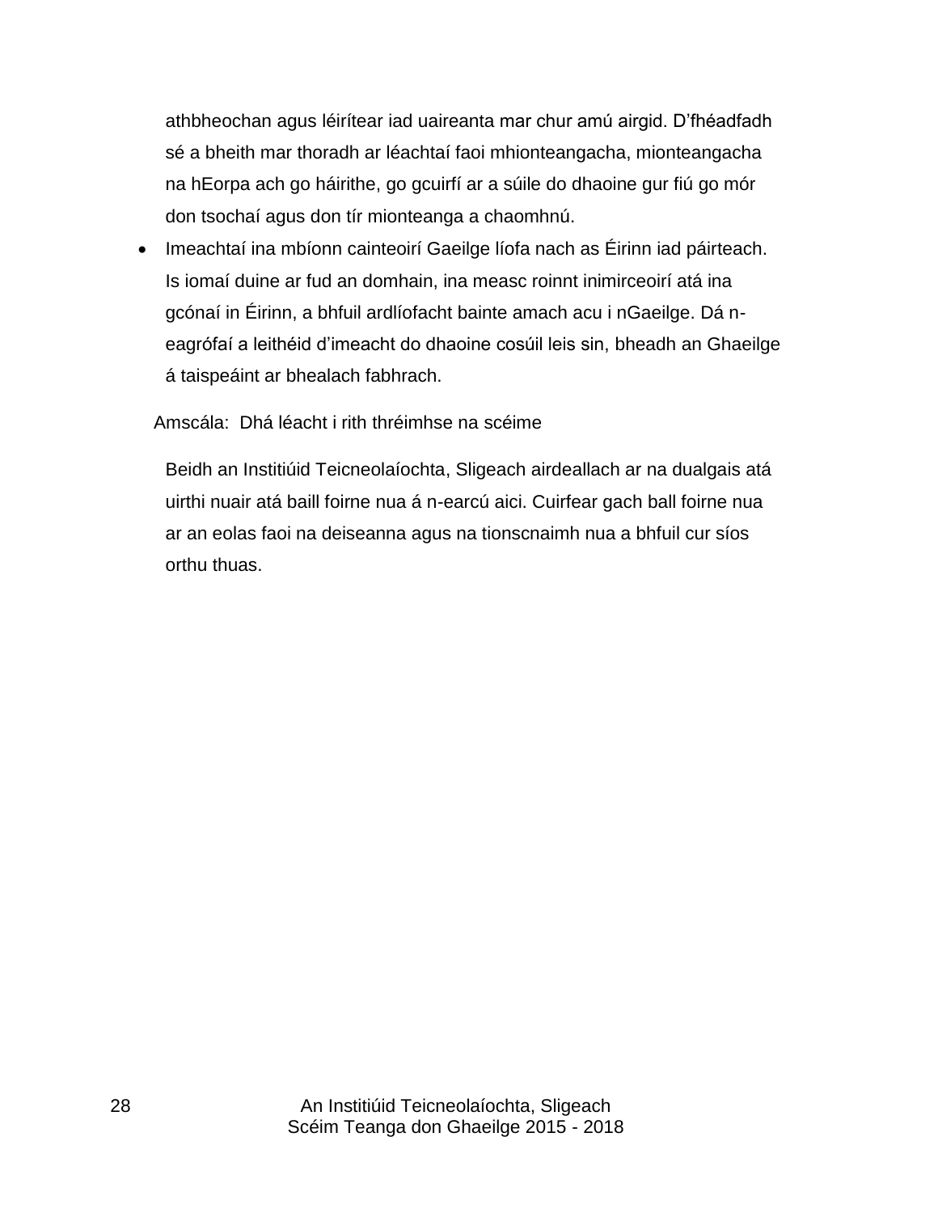athbheochan agus léirítear iad uaireanta mar chur amú airgid. D'fhéadfadh sé a bheith mar thoradh ar léachtaí faoi mhionteangacha, mionteangacha na hEorpa ach go háirithe, go gcuirfí ar a súile do dhaoine gur fiú go mór don tsochaí agus don tír mionteanga a chaomhnú.

- Imeachtaí ina mbíonn cainteoirí Gaeilge líofa nach as Éirinn iad páirteach. Is iomaí duine ar fud an domhain, ina measc roinnt inimirceoirí atá ina gcónaí in Éirinn, a bhfuil ardlíofacht bainte amach acu i nGaeilge. Dá n-eagrófaí a leithéid d'imeacht do dhaoine cosúil leis sin, bheadh an Ghaeilge á taispeáint ar bhealach fabhrach.

Amscála: Dhá léacht i rith thréimhse na scéime

Beidh an Institiúid Teicneolaíochta, Sligeach airdeallach ar na dualgais atá uirthi nuair atá baill foirne nua á n-earcú aici. Cuirfear gach ball foirne nua ar an eolas faoi na deiseanna agus na tionscnaimh nua a bhfuil cur síos orthu thuas.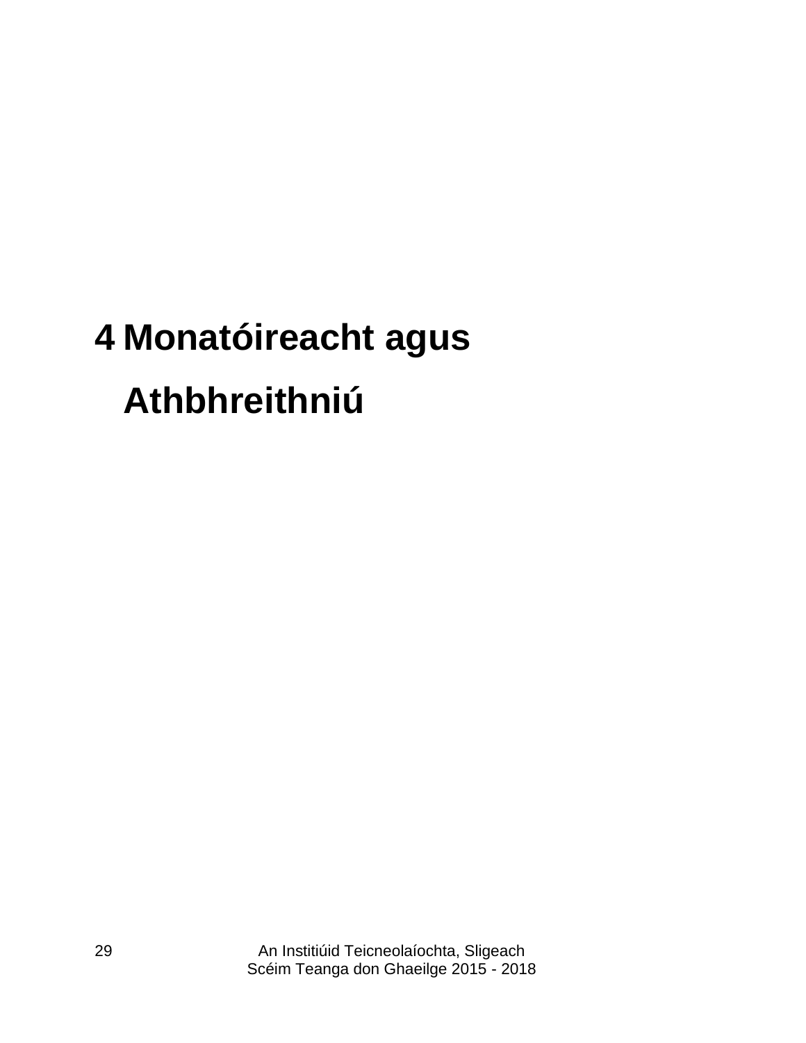# 4 Monatóireacht agus Athbhreithniú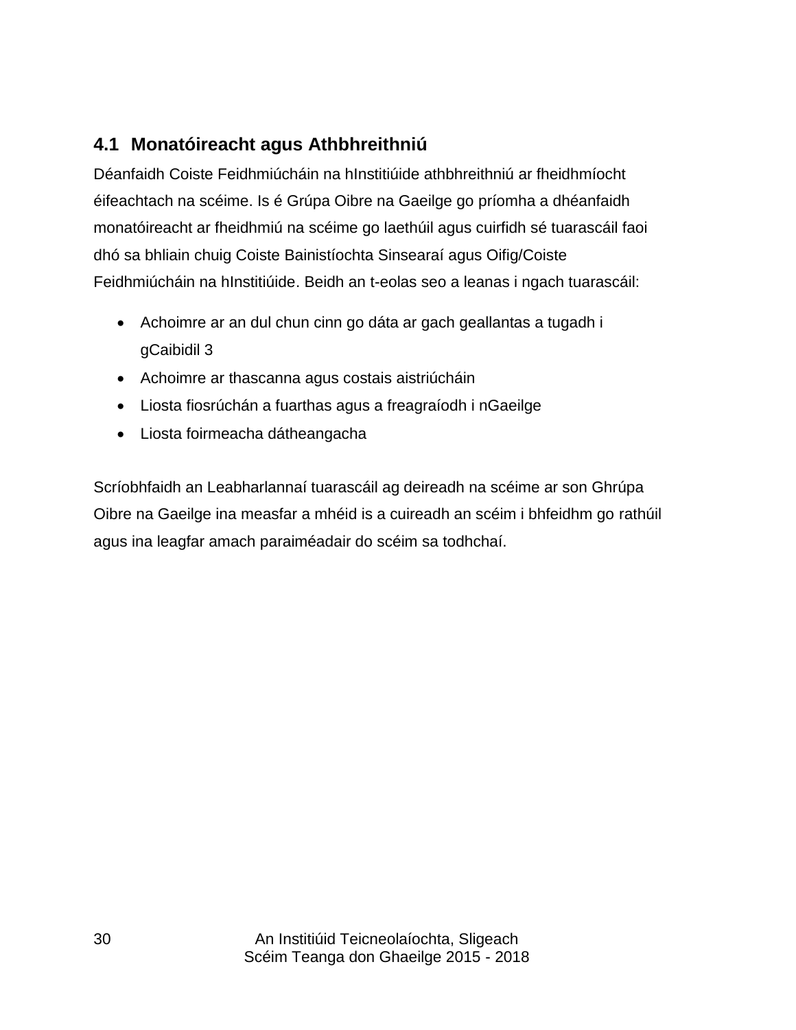## 4.1 Monatóireacht agus Athbhreithniú

Déanfaidh Coiste Feidhmiúcháin na hInstitiúide athbhreithniú ar fheidhmíocht éifeachtach na scéime. Is é Grúpa Oibre na Gaeilge go príomha a dhéanfaidh monatóireacht ar fheidhmiú na scéime go laethúil agus cuirfidh sé tuarascáil faoi dhó sa bhliain chuig Coiste Bainistíochta Sinsearaí agus Oifig/Coiste Feidhmiúcháin na hInstitiúide. Beidh an t-eolas seo a leanas i ngach tuarascáil:

- Achoimre ar an dul chun cinn go dáta ar gach geallantas a tugadh i gCaibidil 3
- Achoimre ar thascanna agus costais aistriúcháin
- Liosta fiosrúchán a fuarthas agus a freagraíodh i nGaeilge
- Liosta foirmeacha dátheangacha

Scríobhfaidh an Leabharlannaí tuarascáil ag deireadh na scéime ar son Ghrúpa Oibre na Gaeilge ina measfar a mhéid is a cuireadh an scéim i bhfeidhm go rathúil agus ina leagfar amach paraiméadair do scéim sa todhchaí.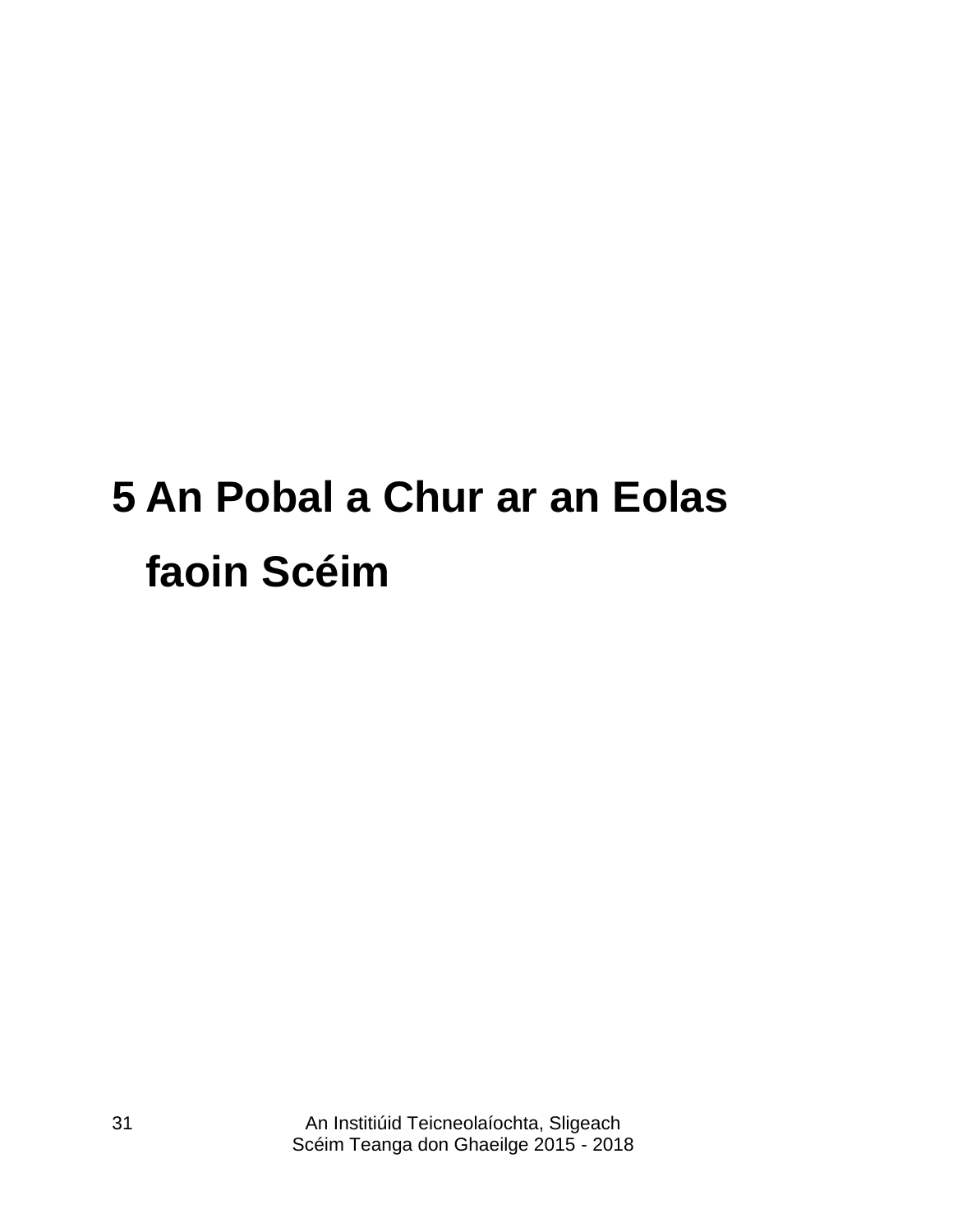# 5 An Pobal a Chur ar an Eolas faoin Scéim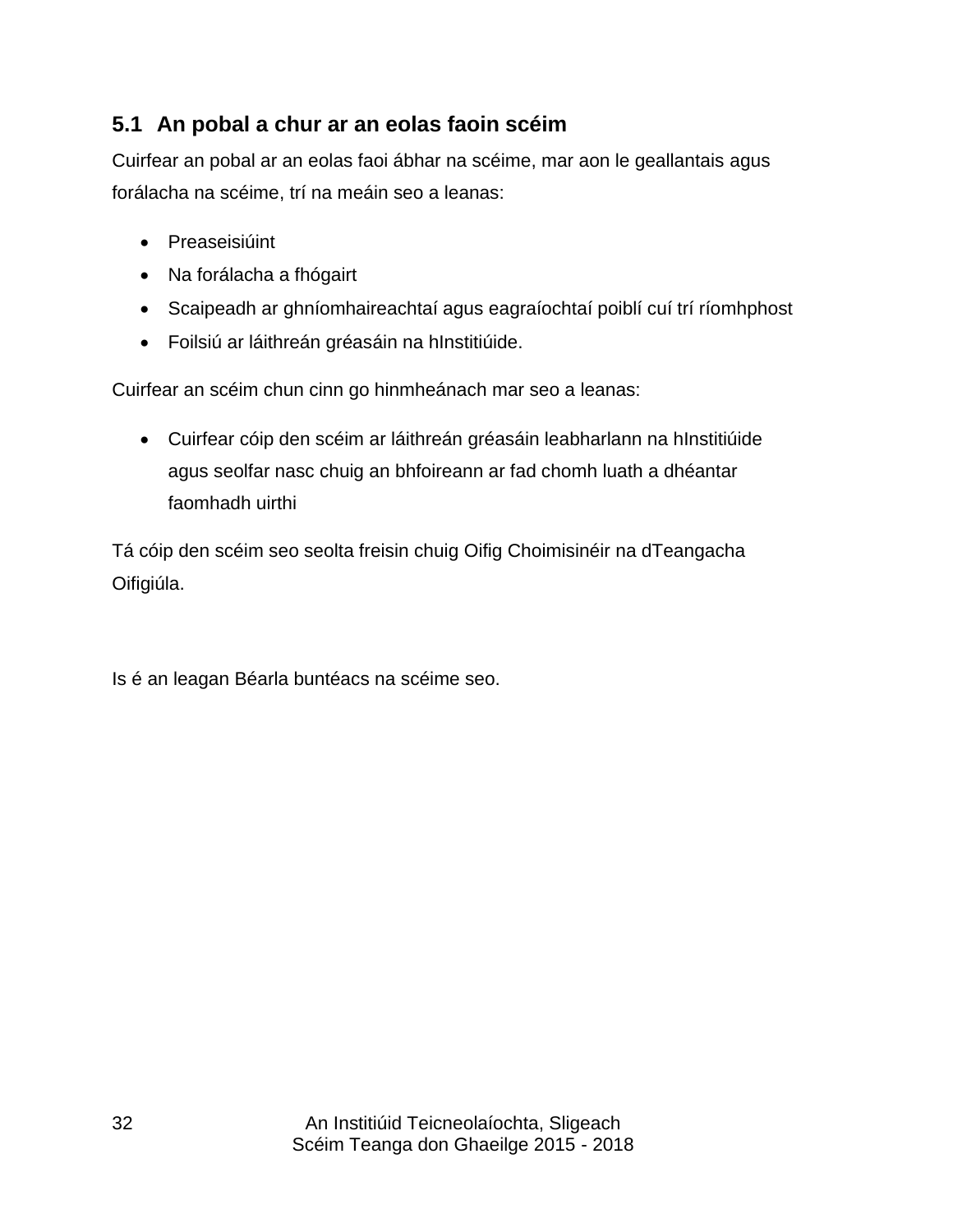## 5.1 An pobal a chur ar an eolas faoin scéim

Cuirfear an pobal ar an eolas faoi ábhar na scéime, mar aon le geallantais agus forálacha na scéime, trí na meáin seo a leanas:

- Preaseisiúint
- Na forálacha a fhógairt
- Scaipeadh ar ghníomhaireachtaí agus eagraíochtaí poiblí cuí trí ríomhphost
- Foilsiú ar láithreán gréasáin na hInstitiúide.

Cuirfear an scéim chun cinn go hinmheánach mar seo a leanas:

- Cuirfear cóip den scéim ar láithreán gréasáin leabharlann na hInstitiúide agus seolfar nasc chuig an bhfoireann ar fad chomh luath a dhéantar faomhadh uirthi

Tá cóip den scéim seo seolta freisin chuig Oifig Choimisinéir na dTeangacha Oifigiúla.

Is é an leagan Béarla buntéacs na scéime seo.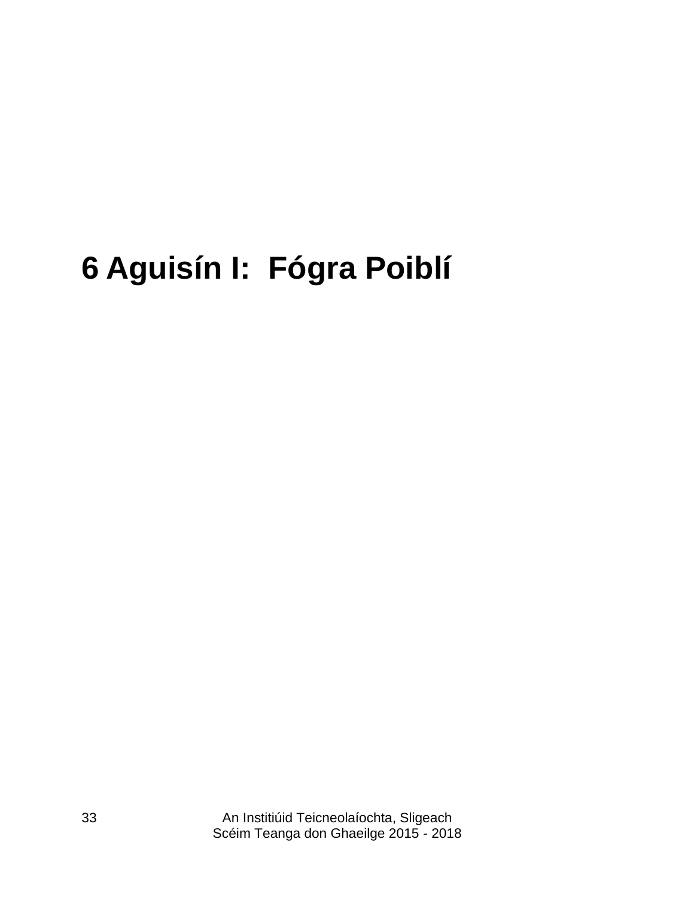# 6 Aguisín I:  Fógra Poiblí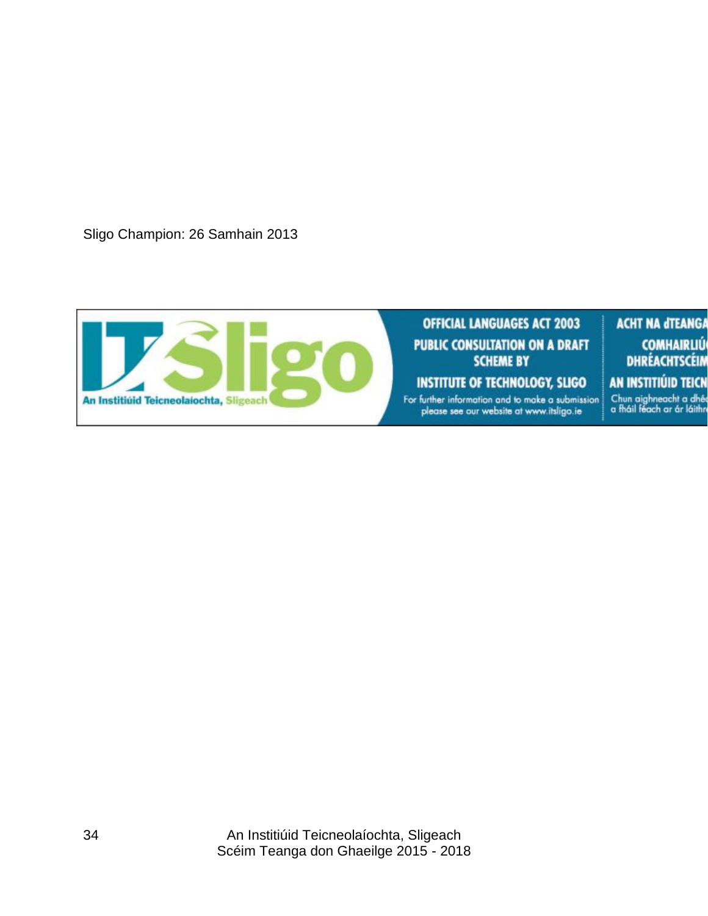Sligo Champion: 26 Samhain 2013

IT Sligo

An Institiúid Teicneolaíochta, Sligeach

OFFICIAL LANGUAGES ACT 2003

PUBLIC CONSULTATION ON A DRAFT SCHEME BY

INSTITUTE OF TECHNOLOGY, SLIGO

For further information and to make a submission please see our website at www.itsligo.ie

ACHT NA dTEANGA

COMHAIRLIÚ

DHRÉACHTSCÉIM

AN INSTITIÚID TEICN

Chun aighneacht a dhé

a fháil féach ar ár láithr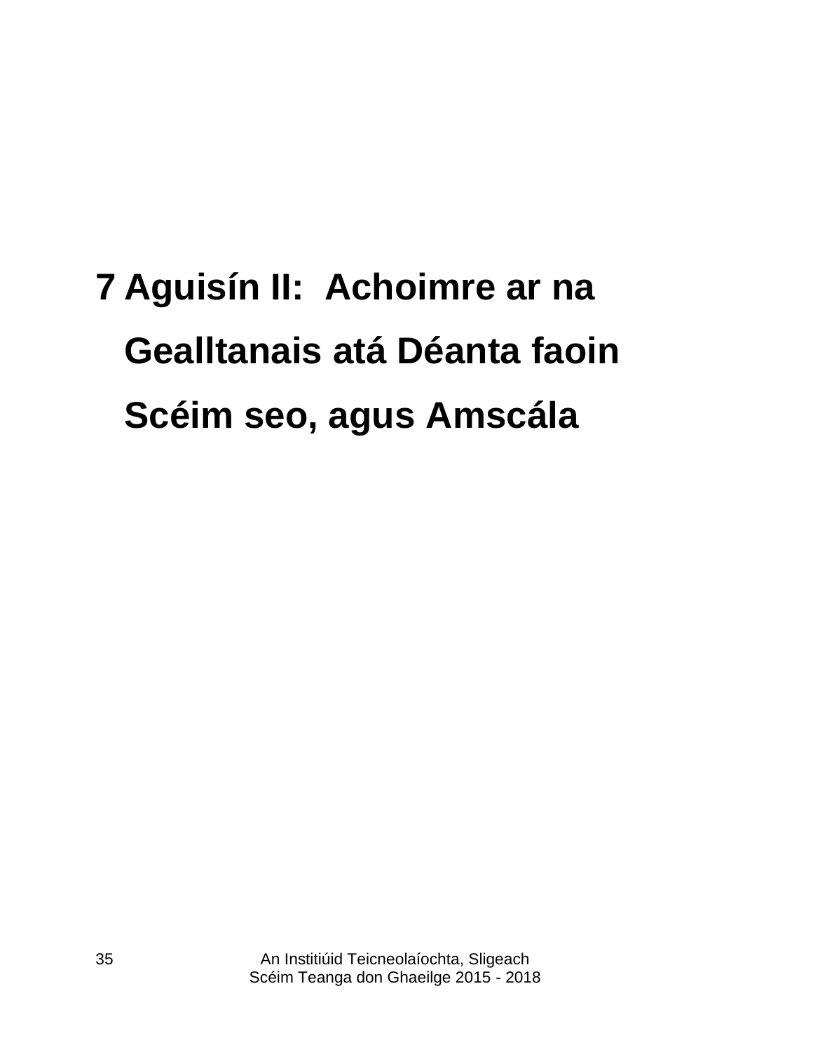# 7 Aguisín II: Achoimre ar na Gealltanais atá Déanta faoin Scéim seo, agus Amscála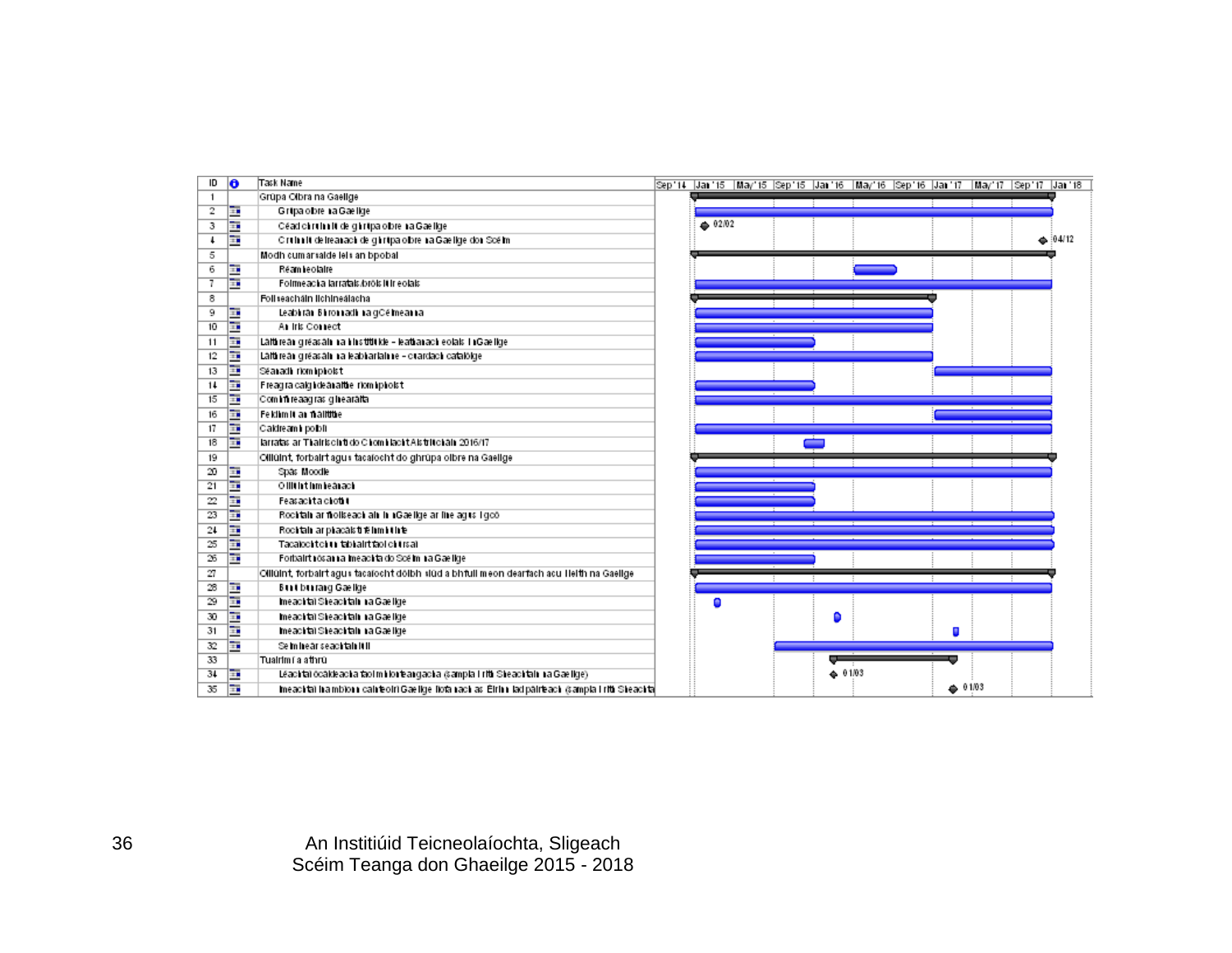| ID | Task Name |
|---|---|
| 1 | Grúpa Oibre na Gaeilge |
| 2 | Grúpa oibre na Gaeilge |
| 3 | Céad chruinniú de ghrúpa oibre na Gaeilge |
| 4 | Cruinniú deireanach de ghrúpa oibre na Gaeilge don Scéim |
| 5 | Modh cumarsáide leis an bpobal |
| 6 | Réamheolaire |
| 7 | Foirmeacha iarratais/bróisiúir eolais |
| 8 | Foilseacháin ilchineálacha |
| 9 | Leabhrán Bronnadh na gCéimeanna |
| 10 | An Iris Connect |
| 11 | Láithreán gréasáin na hInstitiúide – leathanach eolais i nGaeilge |
| 12 | Láithreán gréasáin na leabharlainne – cuardach catalóige |
| 13 | Séanadh ríomhphoist |
| 14 | Freagra caighdeánaithe ríomhphoist |
| 15 | Comhfhreagras ginearálta |
| 16 | Fáiltiú an fháiltithe |
| 17 | Caidreamh poiblí |
| 18 | Iarratas ar Thairiscintí do Chomhlacht Aistriúcháin 2016/17 |
| 19 | Oiliúint, forbairt agus tacaíocht do ghrúpa oibre na Gaeilge |
| 20 | Spás Moodle |
| 21 | Oiliúint inmheánach |
| 22 | Feasacht a chothú |
| 23 | Rochtain ar fhoilseacháin i nGaeilge ar líne agus i gcló |
| 24 | Rochtain ar phacáistí féinmhúinte |
| 25 | Tacaíocht chun tabhairt faoi chúrsaí |
| 26 | Forbairt nósanna imeachta do Scéim na Gaeilge |
| 27 | Oiliúint, forbairt agus tacaíocht dóibh siúd a bhfuil meon dearfach acu i leith na Gaeilge |
| 28 | Bunú bunrang Gaeilge |
| 29 | Imeachtaí Seachtain na Gaeilge |
| 30 | Imeachtaí Seachtain na Gaeilge |
| 31 | Imeachtaí Seachtain na Gaeilge |
| 32 | Seimineár seachtainiúil |
| 33 | Tuairimí a athrú |
| 34 | Léachtaí ócáideacha faoi mhionteangacha (sampla i rith Seachtain na Gaeilge) |
| 35 | Imeachtaí ina mbíonn cainteoirí Gaeilge líofa nach as Éirinn iad páirteach (sampla i rith Seachta |

Sep '14 Jan '15 May '15 Sep '15 Jan '16 May '16 Sep '16 Jan '17 May '17 Sep '17 Jan '18

02/02

04/12

01/03

01/03